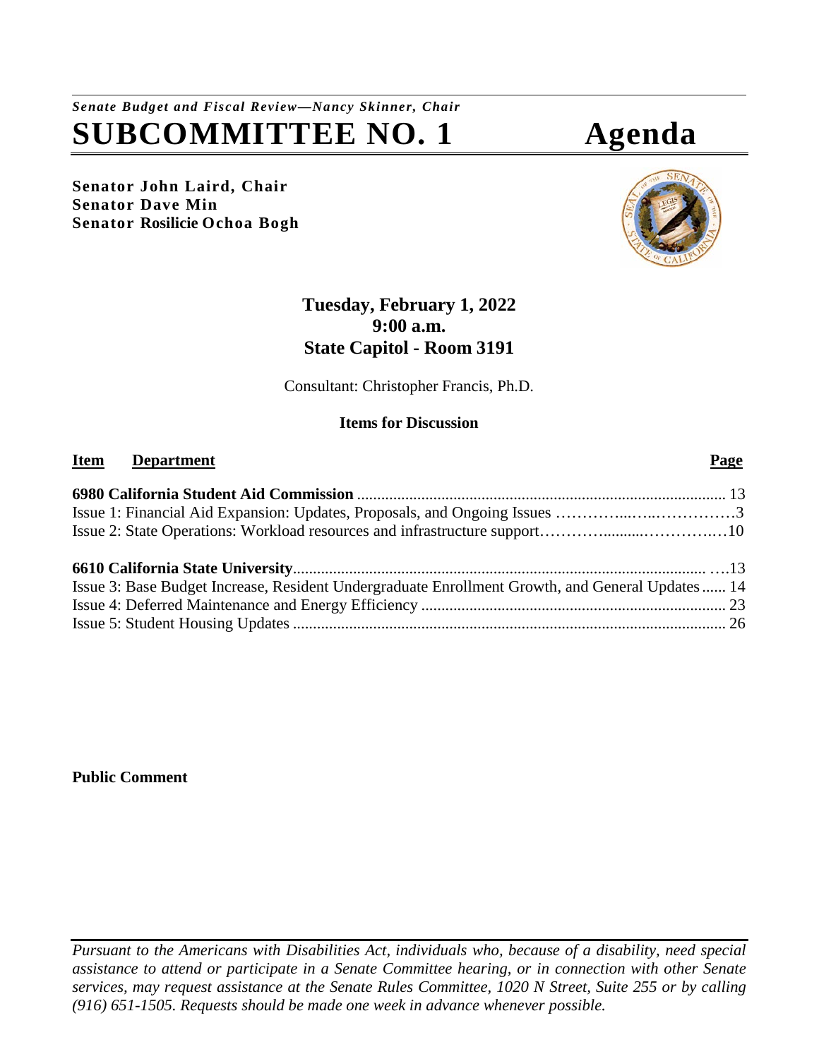*Senate Budget and Fiscal Review—Nancy Skinner, Chair*

# SUBCOMMITTEE NO. 1 Agenda

**Senator John Laird, Chair**
**Senator Dave Min**
**Senator Rosilicie Ochoa Bogh**

**Tuesday, February 1, 2022**
**9:00 a.m.**
**State Capitol - Room 3191**

Consultant: Christopher Francis, Ph.D.

**Items for Discussion**

| Item Department | Page |
|---|---|
| **6980 California Student Aid Commission** | 13 |
| Issue 1: Financial Aid Expansion: Updates, Proposals, and Ongoing Issues | 3 |
| Issue 2: State Operations: Workload resources and infrastructure support | 10 |
| **6610 California State University** | 13 |
| Issue 3: Base Budget Increase, Resident Undergraduate Enrollment Growth, and General Updates | 14 |
| Issue 4: Deferred Maintenance and Energy Efficiency | 23 |
| Issue 5: Student Housing Updates | 26 |

**Public Comment**

*Pursuant to the Americans with Disabilities Act, individuals who, because of a disability, need special assistance to attend or participate in a Senate Committee hearing, or in connection with other Senate services, may request assistance at the Senate Rules Committee, 1020 N Street, Suite 255 or by calling (916) 651-1505. Requests should be made one week in advance whenever possible.*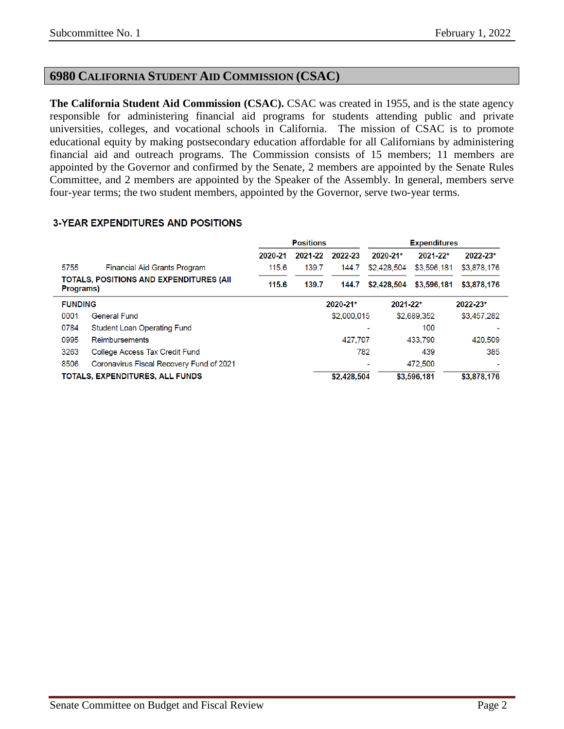## 6980 CALIFORNIA STUDENT AID COMMISSION (CSAC)

**The California Student Aid Commission (CSAC).** CSAC was created in 1955, and is the state agency responsible for administering financial aid programs for students attending public and private universities, colleges, and vocational schools in California. The mission of CSAC is to promote educational equity by making postsecondary education affordable for all Californians by administering financial aid and outreach programs. The Commission consists of 15 members; 11 members are appointed by the Governor and confirmed by the Senate, 2 members are appointed by the Senate Rules Committee, and 2 members are appointed by the Speaker of the Assembly. In general, members serve four-year terms; the two student members, appointed by the Governor, serve two-year terms.

### 3-YEAR EXPENDITURES AND POSITIONS

| | | Positions | | | Expenditures | | |
|---|---|---|---|---|---|---|---|
| | | 2020-21 | 2021-22 | 2022-23 | 2020-21* | 2021-22* | 2022-23* |
| 5755 | Financial Aid Grants Program | 115.6 | 139.7 | 144.7 | $2,428,504 | $3,596,181 | $3,878,176 |
| **TOTALS, POSITIONS AND EXPENDITURES (All Programs)** | | **115.6** | **139.7** | **144.7** | **$2,428,504** | **$3,596,181** | **$3,878,176** |

| FUNDING | | 2020-21* | 2021-22* | 2022-23* |
|---|---|---|---|---|
| 0001 | General Fund | $2,000,015 | $2,689,352 | $3,457,282 |
| 0784 | Student Loan Operating Fund | - | 100 | - |
| 0995 | Reimbursements | 427,707 | 433,790 | 420,509 |
| 3263 | College Access Tax Credit Fund | 782 | 439 | 385 |
| 8506 | Coronavirus Fiscal Recovery Fund of 2021 | - | 472,500 | - |
| **TOTALS, EXPENDITURES, ALL FUNDS** | | **$2,428,504** | **$3,596,181** | **$3,878,176** |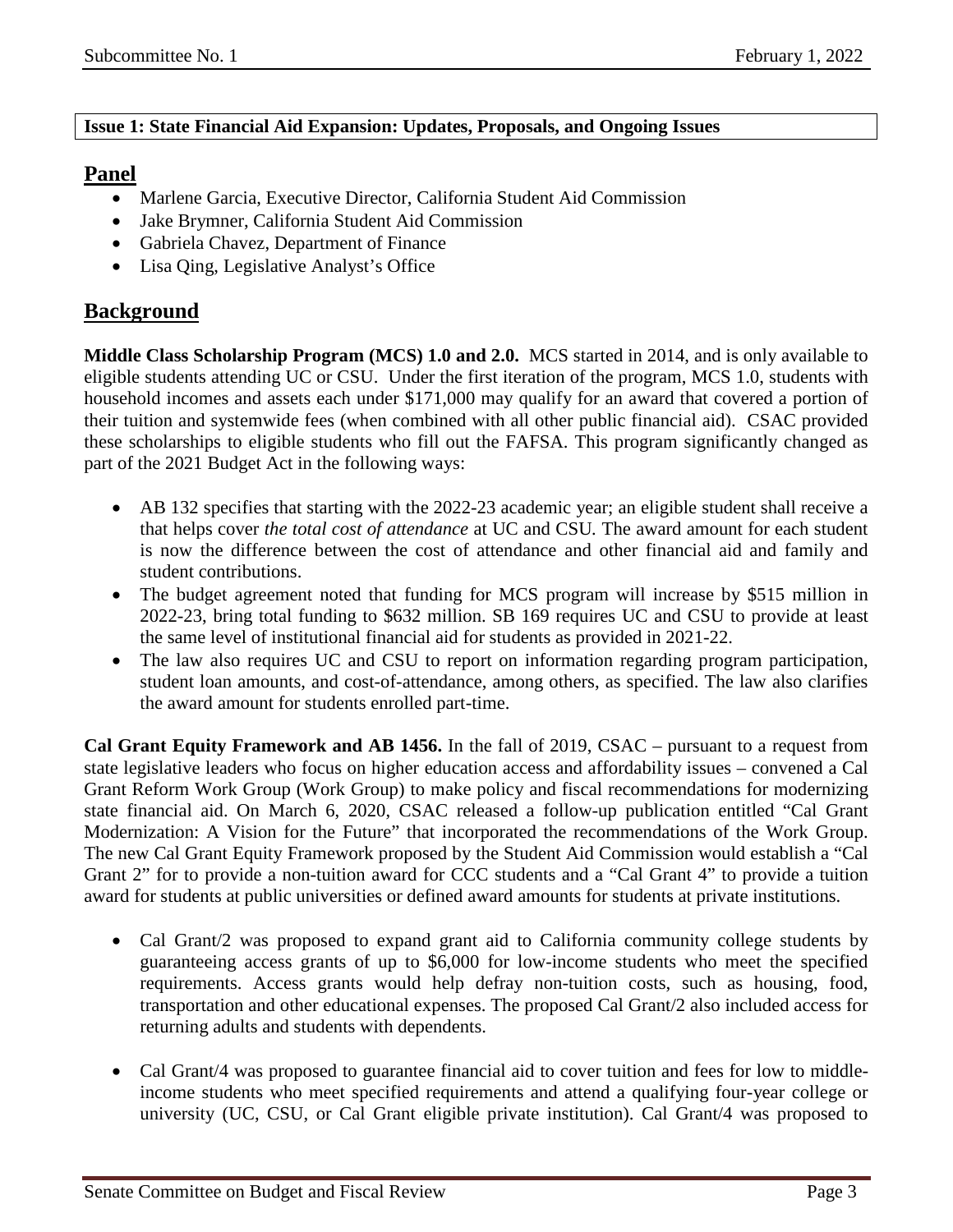**Issue 1: State Financial Aid Expansion: Updates, Proposals, and Ongoing Issues**

## Panel

- Marlene Garcia, Executive Director, California Student Aid Commission
- Jake Brymner, California Student Aid Commission
- Gabriela Chavez, Department of Finance
- Lisa Qing, Legislative Analyst's Office

## Background

**Middle Class Scholarship Program (MCS) 1.0 and 2.0.** MCS started in 2014, and is only available to eligible students attending UC or CSU. Under the first iteration of the program, MCS 1.0, students with household incomes and assets each under $171,000 may qualify for an award that covered a portion of their tuition and systemwide fees (when combined with all other public financial aid). CSAC provided these scholarships to eligible students who fill out the FAFSA. This program significantly changed as part of the 2021 Budget Act in the following ways:

- AB 132 specifies that starting with the 2022-23 academic year; an eligible student shall receive a that helps cover *the total cost of attendance* at UC and CSU. The award amount for each student is now the difference between the cost of attendance and other financial aid and family and student contributions.
- The budget agreement noted that funding for MCS program will increase by $515 million in 2022-23, bring total funding to $632 million. SB 169 requires UC and CSU to provide at least the same level of institutional financial aid for students as provided in 2021-22.
- The law also requires UC and CSU to report on information regarding program participation, student loan amounts, and cost-of-attendance, among others, as specified. The law also clarifies the award amount for students enrolled part-time.

**Cal Grant Equity Framework and AB 1456.** In the fall of 2019, CSAC – pursuant to a request from state legislative leaders who focus on higher education access and affordability issues – convened a Cal Grant Reform Work Group (Work Group) to make policy and fiscal recommendations for modernizing state financial aid. On March 6, 2020, CSAC released a follow-up publication entitled "Cal Grant Modernization: A Vision for the Future" that incorporated the recommendations of the Work Group. The new Cal Grant Equity Framework proposed by the Student Aid Commission would establish a "Cal Grant 2" for to provide a non-tuition award for CCC students and a "Cal Grant 4" to provide a tuition award for students at public universities or defined award amounts for students at private institutions.

- Cal Grant/2 was proposed to expand grant aid to California community college students by guaranteeing access grants of up to $6,000 for low-income students who meet the specified requirements. Access grants would help defray non-tuition costs, such as housing, food, transportation and other educational expenses. The proposed Cal Grant/2 also included access for returning adults and students with dependents.

- Cal Grant/4 was proposed to guarantee financial aid to cover tuition and fees for low to middle-income students who meet specified requirements and attend a qualifying four-year college or university (UC, CSU, or Cal Grant eligible private institution). Cal Grant/4 was proposed to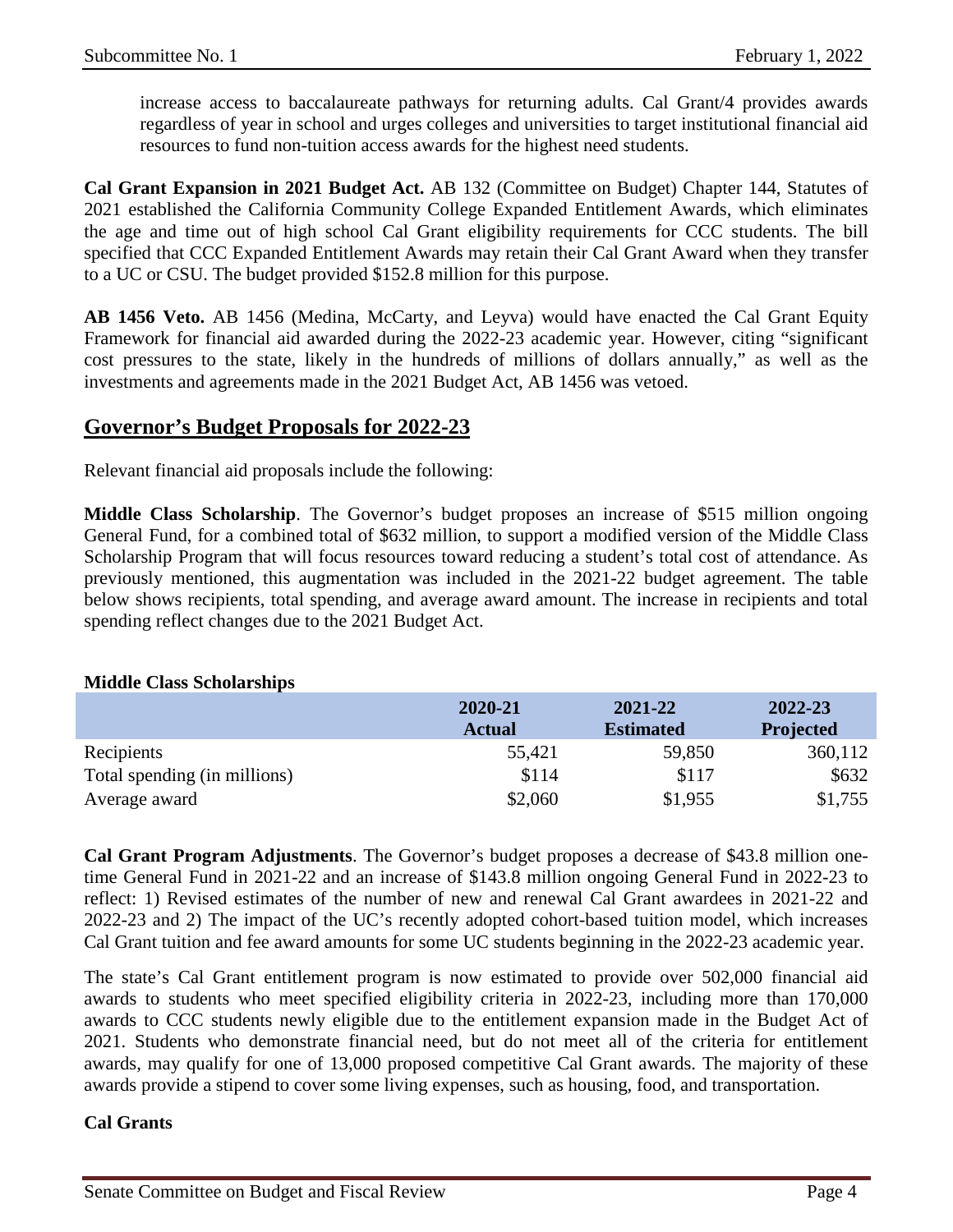increase access to baccalaureate pathways for returning adults. Cal Grant/4 provides awards regardless of year in school and urges colleges and universities to target institutional financial aid resources to fund non-tuition access awards for the highest need students.

**Cal Grant Expansion in 2021 Budget Act.** AB 132 (Committee on Budget) Chapter 144, Statutes of 2021 established the California Community College Expanded Entitlement Awards, which eliminates the age and time out of high school Cal Grant eligibility requirements for CCC students. The bill specified that CCC Expanded Entitlement Awards may retain their Cal Grant Award when they transfer to a UC or CSU. The budget provided $152.8 million for this purpose.

**AB 1456 Veto.** AB 1456 (Medina, McCarty, and Leyva) would have enacted the Cal Grant Equity Framework for financial aid awarded during the 2022-23 academic year. However, citing "significant cost pressures to the state, likely in the hundreds of millions of dollars annually," as well as the investments and agreements made in the 2021 Budget Act, AB 1456 was vetoed.

## Governor's Budget Proposals for 2022-23

Relevant financial aid proposals include the following:

**Middle Class Scholarship**. The Governor's budget proposes an increase of $515 million ongoing General Fund, for a combined total of $632 million, to support a modified version of the Middle Class Scholarship Program that will focus resources toward reducing a student's total cost of attendance. As previously mentioned, this augmentation was included in the 2021-22 budget agreement. The table below shows recipients, total spending, and average award amount. The increase in recipients and total spending reflect changes due to the 2021 Budget Act.

**Middle Class Scholarships**

| | 2020-21 Actual | 2021-22 Estimated | 2022-23 Projected |
|---|---|---|---|
| Recipients | 55,421 | 59,850 | 360,112 |
| Total spending (in millions) | $114 | $117 | $632 |
| Average award | $2,060 | $1,955 | $1,755 |

**Cal Grant Program Adjustments**. The Governor's budget proposes a decrease of $43.8 million one-time General Fund in 2021-22 and an increase of $143.8 million ongoing General Fund in 2022-23 to reflect: 1) Revised estimates of the number of new and renewal Cal Grant awardees in 2021-22 and 2022-23 and 2) The impact of the UC's recently adopted cohort-based tuition model, which increases Cal Grant tuition and fee award amounts for some UC students beginning in the 2022-23 academic year.

The state's Cal Grant entitlement program is now estimated to provide over 502,000 financial aid awards to students who meet specified eligibility criteria in 2022-23, including more than 170,000 awards to CCC students newly eligible due to the entitlement expansion made in the Budget Act of 2021. Students who demonstrate financial need, but do not meet all of the criteria for entitlement awards, may qualify for one of 13,000 proposed competitive Cal Grant awards. The majority of these awards provide a stipend to cover some living expenses, such as housing, food, and transportation.

**Cal Grants**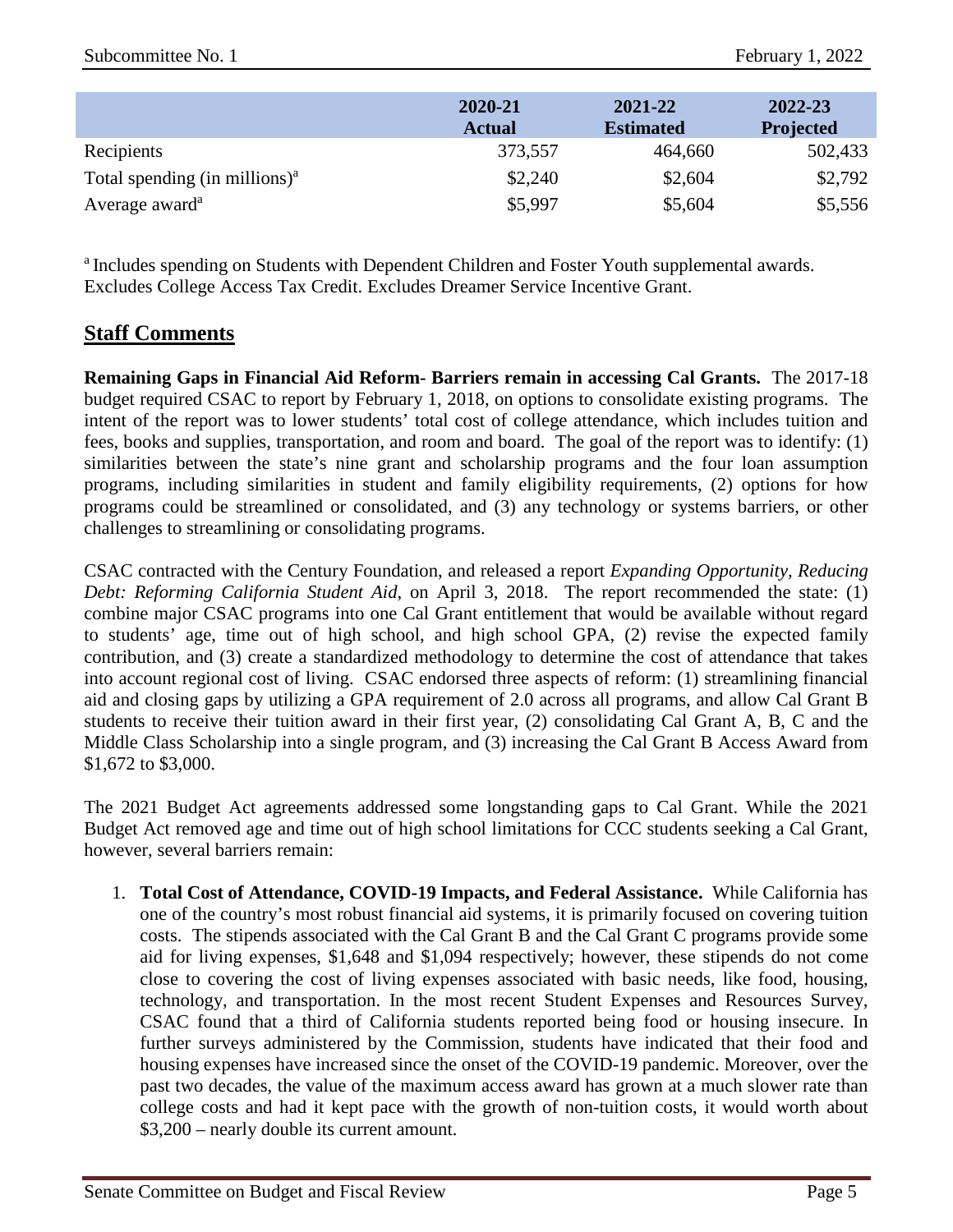| | 2020-21 Actual | 2021-22 Estimated | 2022-23 Projected |
|---|---|---|---|
| Recipients | 373,557 | 464,660 | 502,433 |
| Total spending (in millions)[a] | $2,240 | $2,604 | $2,792 |
| Average award[a] | $5,997 | $5,604 | $5,556 |

[a] Includes spending on Students with Dependent Children and Foster Youth supplemental awards. Excludes College Access Tax Credit. Excludes Dreamer Service Incentive Grant.

## Staff Comments

**Remaining Gaps in Financial Aid Reform- Barriers remain in accessing Cal Grants.** The 2017-18 budget required CSAC to report by February 1, 2018, on options to consolidate existing programs. The intent of the report was to lower students' total cost of college attendance, which includes tuition and fees, books and supplies, transportation, and room and board. The goal of the report was to identify: (1) similarities between the state's nine grant and scholarship programs and the four loan assumption programs, including similarities in student and family eligibility requirements, (2) options for how programs could be streamlined or consolidated, and (3) any technology or systems barriers, or other challenges to streamlining or consolidating programs.

CSAC contracted with the Century Foundation, and released a report *Expanding Opportunity, Reducing Debt: Reforming California Student Aid*, on April 3, 2018. The report recommended the state: (1) combine major CSAC programs into one Cal Grant entitlement that would be available without regard to students' age, time out of high school, and high school GPA, (2) revise the expected family contribution, and (3) create a standardized methodology to determine the cost of attendance that takes into account regional cost of living. CSAC endorsed three aspects of reform: (1) streamlining financial aid and closing gaps by utilizing a GPA requirement of 2.0 across all programs, and allow Cal Grant B students to receive their tuition award in their first year, (2) consolidating Cal Grant A, B, C and the Middle Class Scholarship into a single program, and (3) increasing the Cal Grant B Access Award from $1,672 to $3,000.

The 2021 Budget Act agreements addressed some longstanding gaps to Cal Grant. While the 2021 Budget Act removed age and time out of high school limitations for CCC students seeking a Cal Grant, however, several barriers remain:

1. **Total Cost of Attendance, COVID-19 Impacts, and Federal Assistance.** While California has one of the country's most robust financial aid systems, it is primarily focused on covering tuition costs. The stipends associated with the Cal Grant B and the Cal Grant C programs provide some aid for living expenses, $1,648 and $1,094 respectively; however, these stipends do not come close to covering the cost of living expenses associated with basic needs, like food, housing, technology, and transportation. In the most recent Student Expenses and Resources Survey, CSAC found that a third of California students reported being food or housing insecure. In further surveys administered by the Commission, students have indicated that their food and housing expenses have increased since the onset of the COVID-19 pandemic. Moreover, over the past two decades, the value of the maximum access award has grown at a much slower rate than college costs and had it kept pace with the growth of non-tuition costs, it would worth about $3,200 – nearly double its current amount.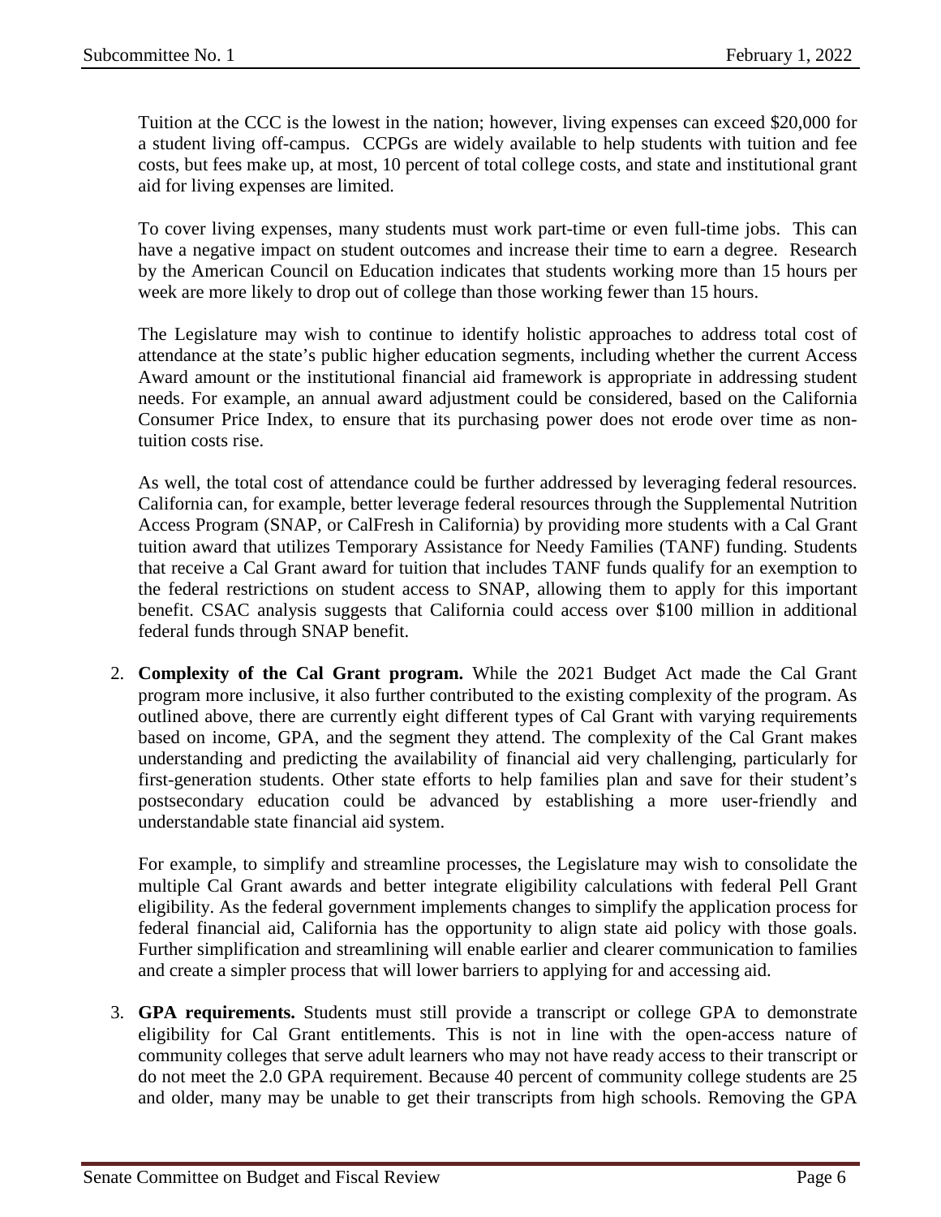Tuition at the CCC is the lowest in the nation; however, living expenses can exceed $20,000 for a student living off-campus. CCPGs are widely available to help students with tuition and fee costs, but fees make up, at most, 10 percent of total college costs, and state and institutional grant aid for living expenses are limited.

To cover living expenses, many students must work part-time or even full-time jobs. This can have a negative impact on student outcomes and increase their time to earn a degree. Research by the American Council on Education indicates that students working more than 15 hours per week are more likely to drop out of college than those working fewer than 15 hours.

The Legislature may wish to continue to identify holistic approaches to address total cost of attendance at the state's public higher education segments, including whether the current Access Award amount or the institutional financial aid framework is appropriate in addressing student needs. For example, an annual award adjustment could be considered, based on the California Consumer Price Index, to ensure that its purchasing power does not erode over time as non-tuition costs rise.

As well, the total cost of attendance could be further addressed by leveraging federal resources. California can, for example, better leverage federal resources through the Supplemental Nutrition Access Program (SNAP, or CalFresh in California) by providing more students with a Cal Grant tuition award that utilizes Temporary Assistance for Needy Families (TANF) funding. Students that receive a Cal Grant award for tuition that includes TANF funds qualify for an exemption to the federal restrictions on student access to SNAP, allowing them to apply for this important benefit. CSAC analysis suggests that California could access over $100 million in additional federal funds through SNAP benefit.

2. **Complexity of the Cal Grant program.** While the 2021 Budget Act made the Cal Grant program more inclusive, it also further contributed to the existing complexity of the program. As outlined above, there are currently eight different types of Cal Grant with varying requirements based on income, GPA, and the segment they attend. The complexity of the Cal Grant makes understanding and predicting the availability of financial aid very challenging, particularly for first-generation students. Other state efforts to help families plan and save for their student's postsecondary education could be advanced by establishing a more user-friendly and understandable state financial aid system.

   For example, to simplify and streamline processes, the Legislature may wish to consolidate the multiple Cal Grant awards and better integrate eligibility calculations with federal Pell Grant eligibility. As the federal government implements changes to simplify the application process for federal financial aid, California has the opportunity to align state aid policy with those goals. Further simplification and streamlining will enable earlier and clearer communication to families and create a simpler process that will lower barriers to applying for and accessing aid.

3. **GPA requirements.** Students must still provide a transcript or college GPA to demonstrate eligibility for Cal Grant entitlements. This is not in line with the open-access nature of community colleges that serve adult learners who may not have ready access to their transcript or do not meet the 2.0 GPA requirement. Because 40 percent of community college students are 25 and older, many may be unable to get their transcripts from high schools. Removing the GPA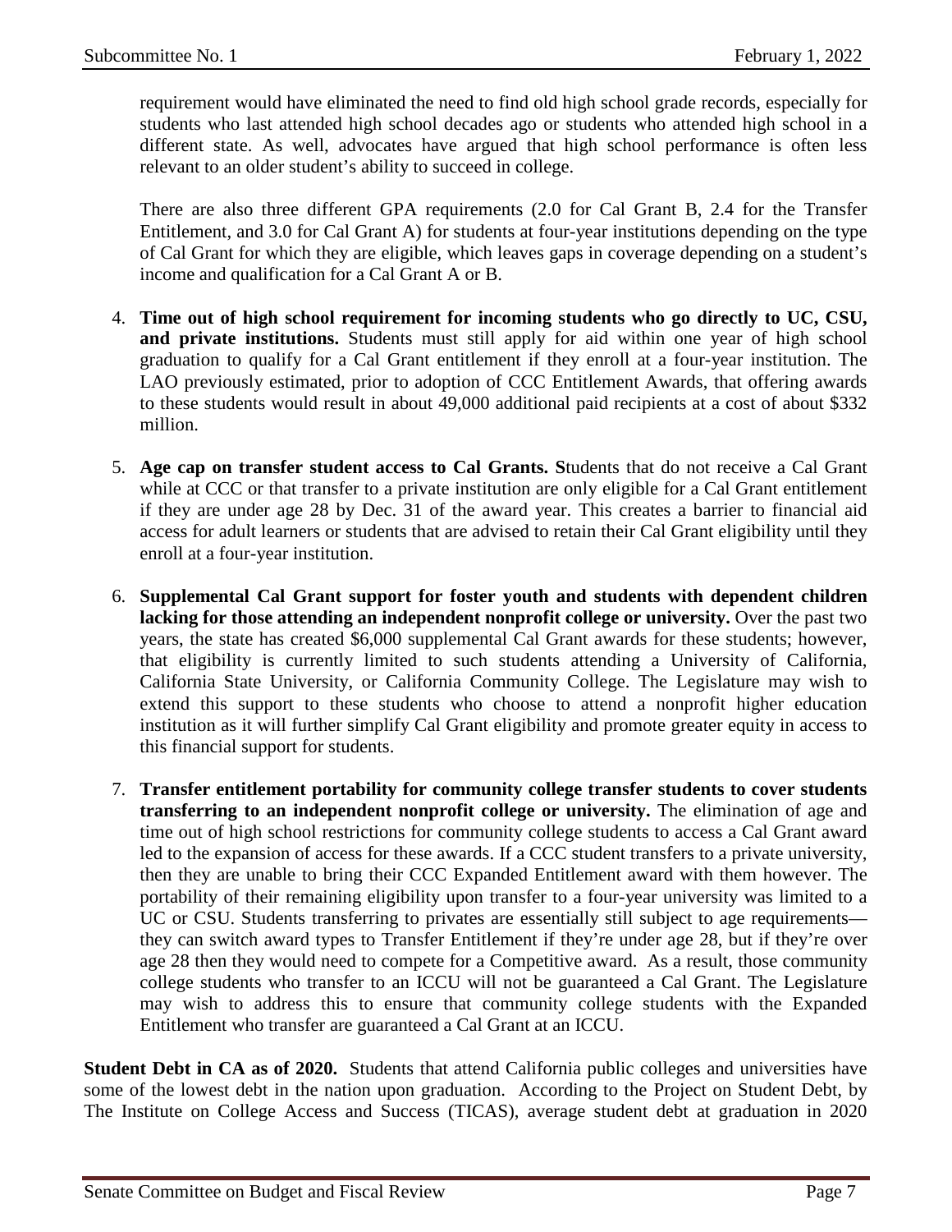requirement would have eliminated the need to find old high school grade records, especially for students who last attended high school decades ago or students who attended high school in a different state. As well, advocates have argued that high school performance is often less relevant to an older student's ability to succeed in college.

There are also three different GPA requirements (2.0 for Cal Grant B, 2.4 for the Transfer Entitlement, and 3.0 for Cal Grant A) for students at four-year institutions depending on the type of Cal Grant for which they are eligible, which leaves gaps in coverage depending on a student's income and qualification for a Cal Grant A or B.

4. **Time out of high school requirement for incoming students who go directly to UC, CSU, and private institutions.** Students must still apply for aid within one year of high school graduation to qualify for a Cal Grant entitlement if they enroll at a four-year institution. The LAO previously estimated, prior to adoption of CCC Entitlement Awards, that offering awards to these students would result in about 49,000 additional paid recipients at a cost of about $332 million.

5. **Age cap on transfer student access to Cal Grants. S**tudents that do not receive a Cal Grant while at CCC or that transfer to a private institution are only eligible for a Cal Grant entitlement if they are under age 28 by Dec. 31 of the award year. This creates a barrier to financial aid access for adult learners or students that are advised to retain their Cal Grant eligibility until they enroll at a four-year institution.

6. **Supplemental Cal Grant support for foster youth and students with dependent children lacking for those attending an independent nonprofit college or university.** Over the past two years, the state has created $6,000 supplemental Cal Grant awards for these students; however, that eligibility is currently limited to such students attending a University of California, California State University, or California Community College. The Legislature may wish to extend this support to these students who choose to attend a nonprofit higher education institution as it will further simplify Cal Grant eligibility and promote greater equity in access to this financial support for students.

7. **Transfer entitlement portability for community college transfer students to cover students transferring to an independent nonprofit college or university.** The elimination of age and time out of high school restrictions for community college students to access a Cal Grant award led to the expansion of access for these awards. If a CCC student transfers to a private university, then they are unable to bring their CCC Expanded Entitlement award with them however. The portability of their remaining eligibility upon transfer to a four-year university was limited to a UC or CSU. Students transferring to privates are essentially still subject to age requirements—they can switch award types to Transfer Entitlement if they're under age 28, but if they're over age 28 then they would need to compete for a Competitive award. As a result, those community college students who transfer to an ICCU will not be guaranteed a Cal Grant. The Legislature may wish to address this to ensure that community college students with the Expanded Entitlement who transfer are guaranteed a Cal Grant at an ICCU.

**Student Debt in CA as of 2020.** Students that attend California public colleges and universities have some of the lowest debt in the nation upon graduation. According to the Project on Student Debt, by The Institute on College Access and Success (TICAS), average student debt at graduation in 2020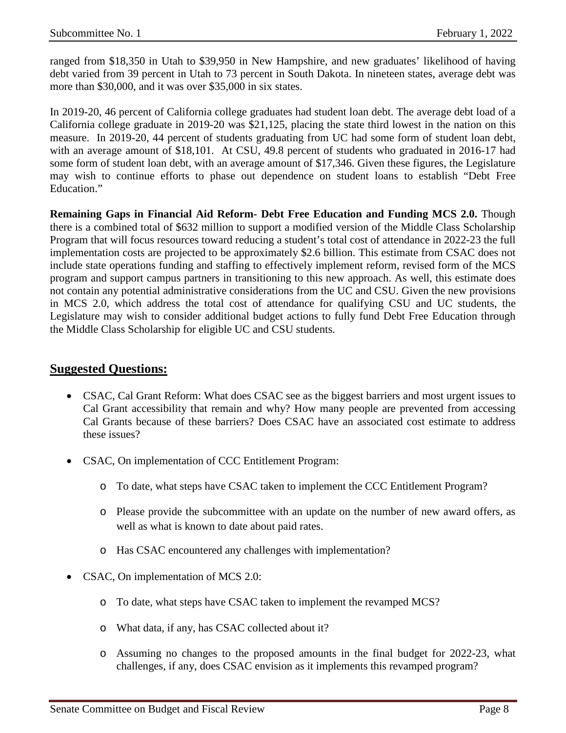ranged from $18,350 in Utah to $39,950 in New Hampshire, and new graduates' likelihood of having debt varied from 39 percent in Utah to 73 percent in South Dakota. In nineteen states, average debt was more than $30,000, and it was over $35,000 in six states.

In 2019-20, 46 percent of California college graduates had student loan debt. The average debt load of a California college graduate in 2019-20 was $21,125, placing the state third lowest in the nation on this measure. In 2019-20, 44 percent of students graduating from UC had some form of student loan debt, with an average amount of $18,101. At CSU, 49.8 percent of students who graduated in 2016-17 had some form of student loan debt, with an average amount of $17,346. Given these figures, the Legislature may wish to continue efforts to phase out dependence on student loans to establish "Debt Free Education."

**Remaining Gaps in Financial Aid Reform- Debt Free Education and Funding MCS 2.0.** Though there is a combined total of $632 million to support a modified version of the Middle Class Scholarship Program that will focus resources toward reducing a student's total cost of attendance in 2022-23 the full implementation costs are projected to be approximately $2.6 billion. This estimate from CSAC does not include state operations funding and staffing to effectively implement reform, revised form of the MCS program and support campus partners in transitioning to this new approach. As well, this estimate does not contain any potential administrative considerations from the UC and CSU. Given the new provisions in MCS 2.0, which address the total cost of attendance for qualifying CSU and UC students, the Legislature may wish to consider additional budget actions to fully fund Debt Free Education through the Middle Class Scholarship for eligible UC and CSU students.

## Suggested Questions:

- CSAC, Cal Grant Reform: What does CSAC see as the biggest barriers and most urgent issues to Cal Grant accessibility that remain and why? How many people are prevented from accessing Cal Grants because of these barriers? Does CSAC have an associated cost estimate to address these issues?
- CSAC, On implementation of CCC Entitlement Program:
  - To date, what steps have CSAC taken to implement the CCC Entitlement Program?
  - Please provide the subcommittee with an update on the number of new award offers, as well as what is known to date about paid rates.
  - Has CSAC encountered any challenges with implementation?
- CSAC, On implementation of MCS 2.0:
  - To date, what steps have CSAC taken to implement the revamped MCS?
  - What data, if any, has CSAC collected about it?
  - Assuming no changes to the proposed amounts in the final budget for 2022-23, what challenges, if any, does CSAC envision as it implements this revamped program?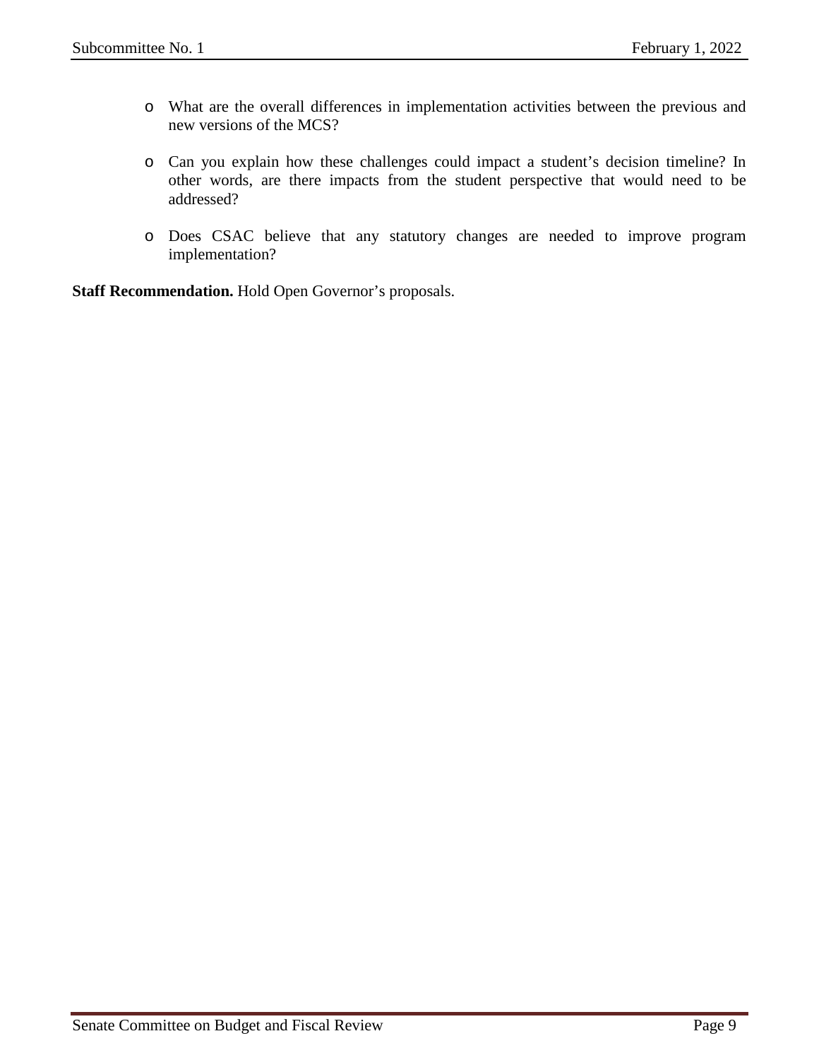- What are the overall differences in implementation activities between the previous and new versions of the MCS?

- Can you explain how these challenges could impact a student's decision timeline? In other words, are there impacts from the student perspective that would need to be addressed?

- Does CSAC believe that any statutory changes are needed to improve program implementation?

**Staff Recommendation.** Hold Open Governor's proposals.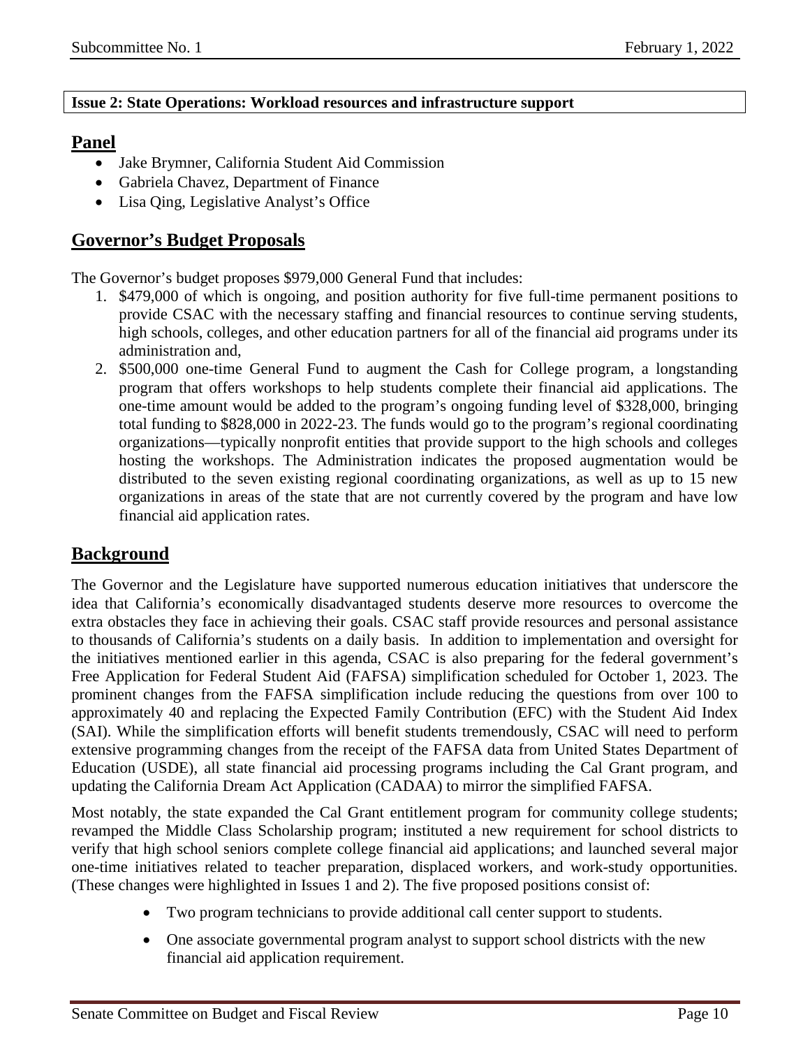**Issue 2: State Operations: Workload resources and infrastructure support**

## Panel

- Jake Brymner, California Student Aid Commission
- Gabriela Chavez, Department of Finance
- Lisa Qing, Legislative Analyst's Office

## Governor's Budget Proposals

The Governor's budget proposes $979,000 General Fund that includes:

1. $479,000 of which is ongoing, and position authority for five full-time permanent positions to provide CSAC with the necessary staffing and financial resources to continue serving students, high schools, colleges, and other education partners for all of the financial aid programs under its administration and,
2. $500,000 one-time General Fund to augment the Cash for College program, a longstanding program that offers workshops to help students complete their financial aid applications. The one-time amount would be added to the program's ongoing funding level of $328,000, bringing total funding to $828,000 in 2022-23. The funds would go to the program's regional coordinating organizations—typically nonprofit entities that provide support to the high schools and colleges hosting the workshops. The Administration indicates the proposed augmentation would be distributed to the seven existing regional coordinating organizations, as well as up to 15 new organizations in areas of the state that are not currently covered by the program and have low financial aid application rates.

## Background

The Governor and the Legislature have supported numerous education initiatives that underscore the idea that California's economically disadvantaged students deserve more resources to overcome the extra obstacles they face in achieving their goals. CSAC staff provide resources and personal assistance to thousands of California's students on a daily basis. In addition to implementation and oversight for the initiatives mentioned earlier in this agenda, CSAC is also preparing for the federal government's Free Application for Federal Student Aid (FAFSA) simplification scheduled for October 1, 2023. The prominent changes from the FAFSA simplification include reducing the questions from over 100 to approximately 40 and replacing the Expected Family Contribution (EFC) with the Student Aid Index (SAI). While the simplification efforts will benefit students tremendously, CSAC will need to perform extensive programming changes from the receipt of the FAFSA data from United States Department of Education (USDE), all state financial aid processing programs including the Cal Grant program, and updating the California Dream Act Application (CADAA) to mirror the simplified FAFSA.

Most notably, the state expanded the Cal Grant entitlement program for community college students; revamped the Middle Class Scholarship program; instituted a new requirement for school districts to verify that high school seniors complete college financial aid applications; and launched several major one-time initiatives related to teacher preparation, displaced workers, and work-study opportunities. (These changes were highlighted in Issues 1 and 2). The five proposed positions consist of:

- Two program technicians to provide additional call center support to students.
- One associate governmental program analyst to support school districts with the new financial aid application requirement.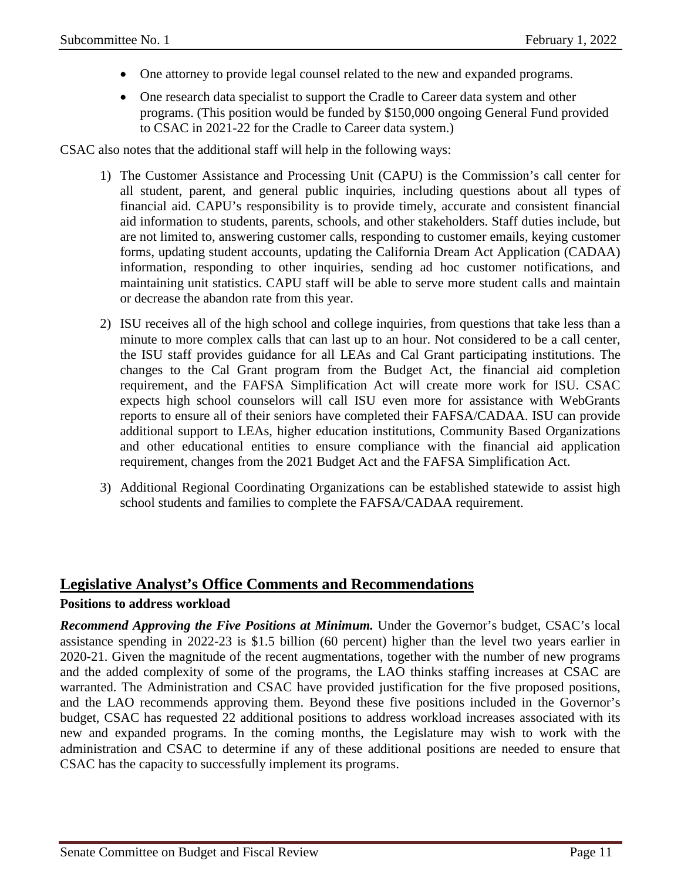- One attorney to provide legal counsel related to the new and expanded programs.
- One research data specialist to support the Cradle to Career data system and other programs. (This position would be funded by $150,000 ongoing General Fund provided to CSAC in 2021-22 for the Cradle to Career data system.)

CSAC also notes that the additional staff will help in the following ways:

1) The Customer Assistance and Processing Unit (CAPU) is the Commission's call center for all student, parent, and general public inquiries, including questions about all types of financial aid. CAPU's responsibility is to provide timely, accurate and consistent financial aid information to students, parents, schools, and other stakeholders. Staff duties include, but are not limited to, answering customer calls, responding to customer emails, keying customer forms, updating student accounts, updating the California Dream Act Application (CADAA) information, responding to other inquiries, sending ad hoc customer notifications, and maintaining unit statistics. CAPU staff will be able to serve more student calls and maintain or decrease the abandon rate from this year.

2) ISU receives all of the high school and college inquiries, from questions that take less than a minute to more complex calls that can last up to an hour. Not considered to be a call center, the ISU staff provides guidance for all LEAs and Cal Grant participating institutions. The changes to the Cal Grant program from the Budget Act, the financial aid completion requirement, and the FAFSA Simplification Act will create more work for ISU. CSAC expects high school counselors will call ISU even more for assistance with WebGrants reports to ensure all of their seniors have completed their FAFSA/CADAA. ISU can provide additional support to LEAs, higher education institutions, Community Based Organizations and other educational entities to ensure compliance with the financial aid application requirement, changes from the 2021 Budget Act and the FAFSA Simplification Act.

3) Additional Regional Coordinating Organizations can be established statewide to assist high school students and families to complete the FAFSA/CADAA requirement.

## Legislative Analyst's Office Comments and Recommendations

**Positions to address workload**

***Recommend Approving the Five Positions at Minimum.*** Under the Governor's budget, CSAC's local assistance spending in 2022-23 is $1.5 billion (60 percent) higher than the level two years earlier in 2020-21. Given the magnitude of the recent augmentations, together with the number of new programs and the added complexity of some of the programs, the LAO thinks staffing increases at CSAC are warranted. The Administration and CSAC have provided justification for the five proposed positions, and the LAO recommends approving them. Beyond these five positions included in the Governor's budget, CSAC has requested 22 additional positions to address workload increases associated with its new and expanded programs. In the coming months, the Legislature may wish to work with the administration and CSAC to determine if any of these additional positions are needed to ensure that CSAC has the capacity to successfully implement its programs.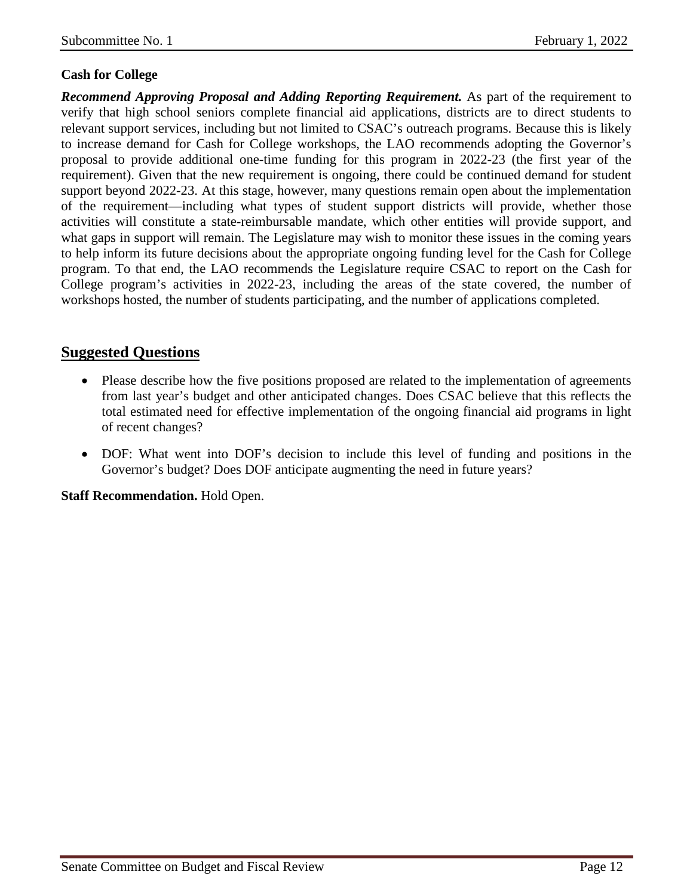**Cash for College**

***Recommend Approving Proposal and Adding Reporting Requirement.*** As part of the requirement to verify that high school seniors complete financial aid applications, districts are to direct students to relevant support services, including but not limited to CSAC's outreach programs. Because this is likely to increase demand for Cash for College workshops, the LAO recommends adopting the Governor's proposal to provide additional one-time funding for this program in 2022-23 (the first year of the requirement). Given that the new requirement is ongoing, there could be continued demand for student support beyond 2022-23. At this stage, however, many questions remain open about the implementation of the requirement—including what types of student support districts will provide, whether those activities will constitute a state-reimbursable mandate, which other entities will provide support, and what gaps in support will remain. The Legislature may wish to monitor these issues in the coming years to help inform its future decisions about the appropriate ongoing funding level for the Cash for College program. To that end, the LAO recommends the Legislature require CSAC to report on the Cash for College program's activities in 2022-23, including the areas of the state covered, the number of workshops hosted, the number of students participating, and the number of applications completed.

## Suggested Questions

- Please describe how the five positions proposed are related to the implementation of agreements from last year's budget and other anticipated changes. Does CSAC believe that this reflects the total estimated need for effective implementation of the ongoing financial aid programs in light of recent changes?
- DOF: What went into DOF's decision to include this level of funding and positions in the Governor's budget? Does DOF anticipate augmenting the need in future years?

**Staff Recommendation.** Hold Open.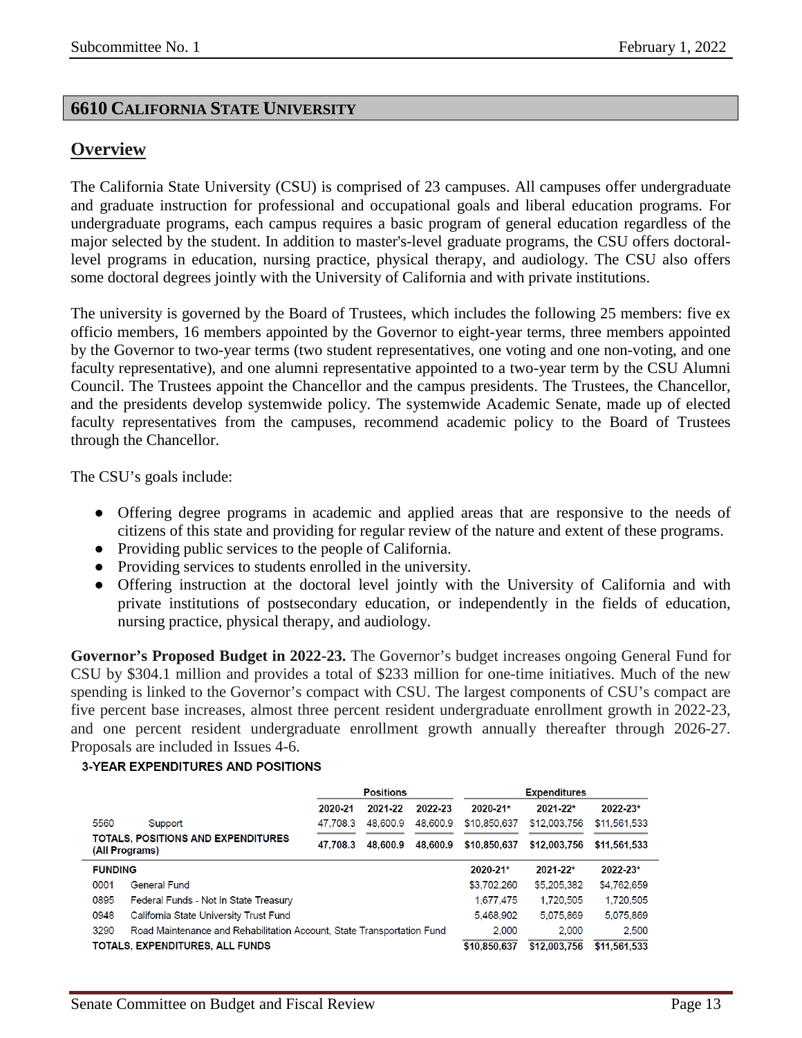## 6610 CALIFORNIA STATE UNIVERSITY

### Overview

The California State University (CSU) is comprised of 23 campuses. All campuses offer undergraduate and graduate instruction for professional and occupational goals and liberal education programs. For undergraduate programs, each campus requires a basic program of general education regardless of the major selected by the student. In addition to master's-level graduate programs, the CSU offers doctoral-level programs in education, nursing practice, physical therapy, and audiology. The CSU also offers some doctoral degrees jointly with the University of California and with private institutions.

The university is governed by the Board of Trustees, which includes the following 25 members: five ex officio members, 16 members appointed by the Governor to eight-year terms, three members appointed by the Governor to two-year terms (two student representatives, one voting and one non-voting, and one faculty representative), and one alumni representative appointed to a two-year term by the CSU Alumni Council. The Trustees appoint the Chancellor and the campus presidents. The Trustees, the Chancellor, and the presidents develop systemwide policy. The systemwide Academic Senate, made up of elected faculty representatives from the campuses, recommend academic policy to the Board of Trustees through the Chancellor.

The CSU's goals include:

- Offering degree programs in academic and applied areas that are responsive to the needs of citizens of this state and providing for regular review of the nature and extent of these programs.
- Providing public services to the people of California.
- Providing services to students enrolled in the university.
- Offering instruction at the doctoral level jointly with the University of California and with private institutions of postsecondary education, or independently in the fields of education, nursing practice, physical therapy, and audiology.

**Governor's Proposed Budget in 2022-23.** The Governor's budget increases ongoing General Fund for CSU by $304.1 million and provides a total of $233 million for one-time initiatives. Much of the new spending is linked to the Governor's compact with CSU. The largest components of CSU's compact are five percent base increases, almost three percent resident undergraduate enrollment growth in 2022-23, and one percent resident undergraduate enrollment growth annually thereafter through 2026-27. Proposals are included in Issues 4-6.

**3-YEAR EXPENDITURES AND POSITIONS**

| | | Positions | | | Expenditures | | |
|---|---|---|---|---|---|---|---|
| | | 2020-21 | 2021-22 | 2022-23 | 2020-21* | 2021-22* | 2022-23* |
| 5560 | Support | 47,708.3 | 48,600.9 | 48,600.9 | $10,850,637 | $12,003,756 | $11,561,533 |
| **TOTALS, POSITIONS AND EXPENDITURES (All Programs)** | | **47,708.3** | **48,600.9** | **48,600.9** | **$10,850,637** | **$12,003,756** | **$11,561,533** |

| FUNDING | | 2020-21* | 2021-22* | 2022-23* |
|---|---|---|---|---|
| 0001 | General Fund | $3,702,260 | $5,205,382 | $4,762,659 |
| 0895 | Federal Funds - Not In State Treasury | 1,677,475 | 1,720,505 | 1,720,505 |
| 0948 | California State University Trust Fund | 5,468,902 | 5,075,869 | 5,075,869 |
| 3290 | Road Maintenance and Rehabilitation Account, State Transportation Fund | 2,000 | 2,000 | 2,500 |
| **TOTALS, EXPENDITURES, ALL FUNDS** | | **$10,850,637** | **$12,003,756** | **$11,561,533** |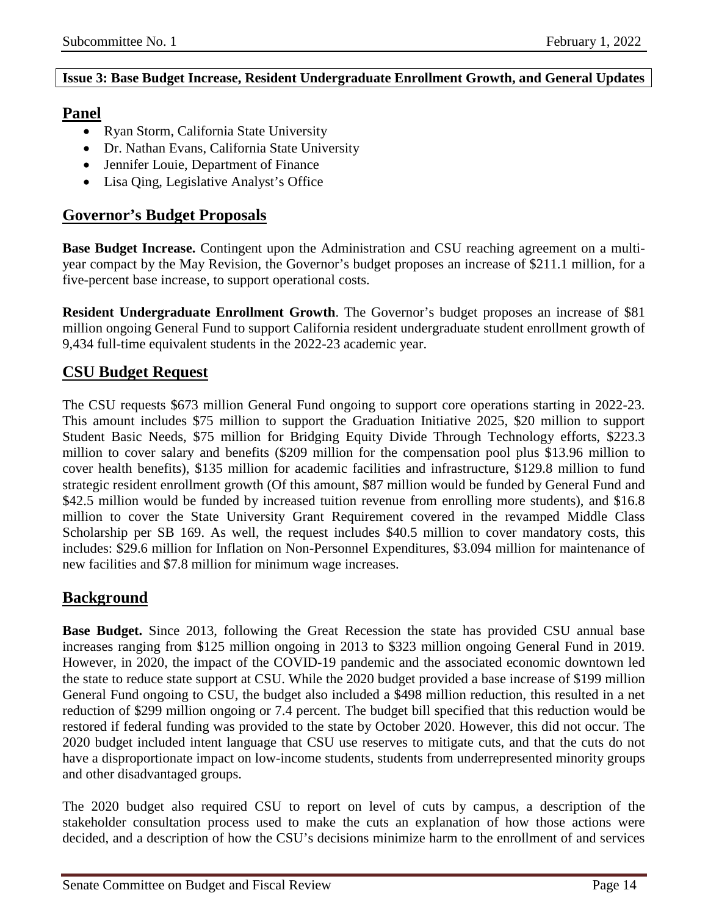**Issue 3: Base Budget Increase, Resident Undergraduate Enrollment Growth, and General Updates**

## Panel

- Ryan Storm, California State University
- Dr. Nathan Evans, California State University
- Jennifer Louie, Department of Finance
- Lisa Qing, Legislative Analyst's Office

## Governor's Budget Proposals

**Base Budget Increase.** Contingent upon the Administration and CSU reaching agreement on a multi-year compact by the May Revision, the Governor's budget proposes an increase of $211.1 million, for a five-percent base increase, to support operational costs.

**Resident Undergraduate Enrollment Growth**. The Governor's budget proposes an increase of $81 million ongoing General Fund to support California resident undergraduate student enrollment growth of 9,434 full-time equivalent students in the 2022-23 academic year.

## CSU Budget Request

The CSU requests $673 million General Fund ongoing to support core operations starting in 2022-23. This amount includes $75 million to support the Graduation Initiative 2025, $20 million to support Student Basic Needs, $75 million for Bridging Equity Divide Through Technology efforts, $223.3 million to cover salary and benefits ($209 million for the compensation pool plus $13.96 million to cover health benefits), $135 million for academic facilities and infrastructure, $129.8 million to fund strategic resident enrollment growth (Of this amount, $87 million would be funded by General Fund and $42.5 million would be funded by increased tuition revenue from enrolling more students), and $16.8 million to cover the State University Grant Requirement covered in the revamped Middle Class Scholarship per SB 169. As well, the request includes $40.5 million to cover mandatory costs, this includes: $29.6 million for Inflation on Non-Personnel Expenditures, $3.094 million for maintenance of new facilities and $7.8 million for minimum wage increases.

## Background

**Base Budget.** Since 2013, following the Great Recession the state has provided CSU annual base increases ranging from $125 million ongoing in 2013 to $323 million ongoing General Fund in 2019. However, in 2020, the impact of the COVID-19 pandemic and the associated economic downtown led the state to reduce state support at CSU. While the 2020 budget provided a base increase of $199 million General Fund ongoing to CSU, the budget also included a $498 million reduction, this resulted in a net reduction of $299 million ongoing or 7.4 percent. The budget bill specified that this reduction would be restored if federal funding was provided to the state by October 2020. However, this did not occur. The 2020 budget included intent language that CSU use reserves to mitigate cuts, and that the cuts do not have a disproportionate impact on low-income students, students from underrepresented minority groups and other disadvantaged groups.

The 2020 budget also required CSU to report on level of cuts by campus, a description of the stakeholder consultation process used to make the cuts an explanation of how those actions were decided, and a description of how the CSU's decisions minimize harm to the enrollment of and services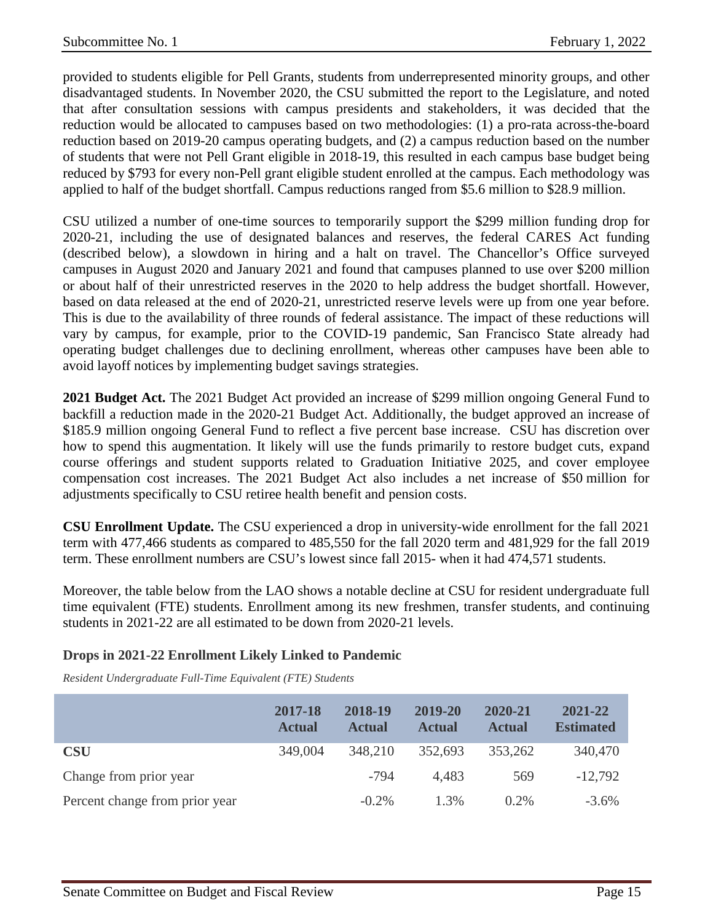provided to students eligible for Pell Grants, students from underrepresented minority groups, and other disadvantaged students. In November 2020, the CSU submitted the report to the Legislature, and noted that after consultation sessions with campus presidents and stakeholders, it was decided that the reduction would be allocated to campuses based on two methodologies: (1) a pro-rata across-the-board reduction based on 2019-20 campus operating budgets, and (2) a campus reduction based on the number of students that were not Pell Grant eligible in 2018-19, this resulted in each campus base budget being reduced by $793 for every non-Pell grant eligible student enrolled at the campus. Each methodology was applied to half of the budget shortfall. Campus reductions ranged from $5.6 million to $28.9 million.

CSU utilized a number of one-time sources to temporarily support the $299 million funding drop for 2020-21, including the use of designated balances and reserves, the federal CARES Act funding (described below), a slowdown in hiring and a halt on travel. The Chancellor's Office surveyed campuses in August 2020 and January 2021 and found that campuses planned to use over $200 million or about half of their unrestricted reserves in the 2020 to help address the budget shortfall. However, based on data released at the end of 2020-21, unrestricted reserve levels were up from one year before. This is due to the availability of three rounds of federal assistance. The impact of these reductions will vary by campus, for example, prior to the COVID-19 pandemic, San Francisco State already had operating budget challenges due to declining enrollment, whereas other campuses have been able to avoid layoff notices by implementing budget savings strategies.

**2021 Budget Act.** The 2021 Budget Act provided an increase of $299 million ongoing General Fund to backfill a reduction made in the 2020-21 Budget Act. Additionally, the budget approved an increase of $185.9 million ongoing General Fund to reflect a five percent base increase. CSU has discretion over how to spend this augmentation. It likely will use the funds primarily to restore budget cuts, expand course offerings and student supports related to Graduation Initiative 2025, and cover employee compensation cost increases. The 2021 Budget Act also includes a net increase of $50 million for adjustments specifically to CSU retiree health benefit and pension costs.

**CSU Enrollment Update.** The CSU experienced a drop in university-wide enrollment for the fall 2021 term with 477,466 students as compared to 485,550 for the fall 2020 term and 481,929 for the fall 2019 term. These enrollment numbers are CSU's lowest since fall 2015- when it had 474,571 students.

Moreover, the table below from the LAO shows a notable decline at CSU for resident undergraduate full time equivalent (FTE) students. Enrollment among its new freshmen, transfer students, and continuing students in 2021-22 are all estimated to be down from 2020-21 levels.

**Drops in 2021-22 Enrollment Likely Linked to Pandemic**

*Resident Undergraduate Full-Time Equivalent (FTE) Students*

| | 2017-18 Actual | 2018-19 Actual | 2019-20 Actual | 2020-21 Actual | 2021-22 Estimated |
|---|---|---|---|---|---|
| **CSU** | 349,004 | 348,210 | 352,693 | 353,262 | 340,470 |
| Change from prior year | | -794 | 4,483 | 569 | -12,792 |
| Percent change from prior year | | -0.2% | 1.3% | 0.2% | -3.6% |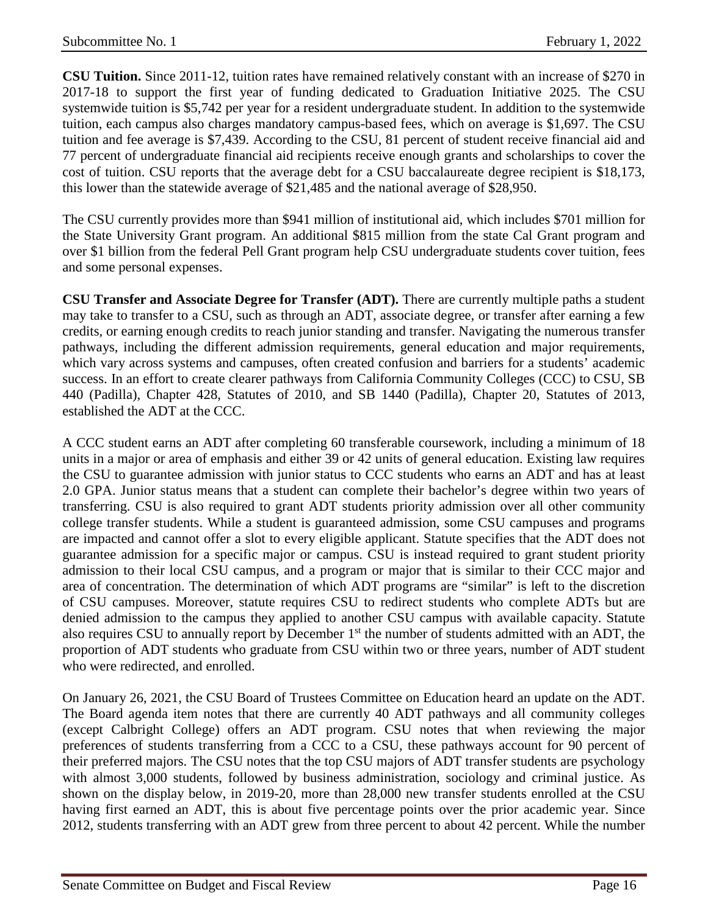**CSU Tuition.** Since 2011-12, tuition rates have remained relatively constant with an increase of $270 in 2017-18 to support the first year of funding dedicated to Graduation Initiative 2025. The CSU systemwide tuition is $5,742 per year for a resident undergraduate student. In addition to the systemwide tuition, each campus also charges mandatory campus-based fees, which on average is $1,697. The CSU tuition and fee average is $7,439. According to the CSU, 81 percent of student receive financial aid and 77 percent of undergraduate financial aid recipients receive enough grants and scholarships to cover the cost of tuition. CSU reports that the average debt for a CSU baccalaureate degree recipient is $18,173, this lower than the statewide average of $21,485 and the national average of $28,950.

The CSU currently provides more than $941 million of institutional aid, which includes $701 million for the State University Grant program. An additional $815 million from the state Cal Grant program and over $1 billion from the federal Pell Grant program help CSU undergraduate students cover tuition, fees and some personal expenses.

**CSU Transfer and Associate Degree for Transfer (ADT).** There are currently multiple paths a student may take to transfer to a CSU, such as through an ADT, associate degree, or transfer after earning a few credits, or earning enough credits to reach junior standing and transfer. Navigating the numerous transfer pathways, including the different admission requirements, general education and major requirements, which vary across systems and campuses, often created confusion and barriers for a students' academic success. In an effort to create clearer pathways from California Community Colleges (CCC) to CSU, SB 440 (Padilla), Chapter 428, Statutes of 2010, and SB 1440 (Padilla), Chapter 20, Statutes of 2013, established the ADT at the CCC.

A CCC student earns an ADT after completing 60 transferable coursework, including a minimum of 18 units in a major or area of emphasis and either 39 or 42 units of general education. Existing law requires the CSU to guarantee admission with junior status to CCC students who earns an ADT and has at least 2.0 GPA. Junior status means that a student can complete their bachelor's degree within two years of transferring. CSU is also required to grant ADT students priority admission over all other community college transfer students. While a student is guaranteed admission, some CSU campuses and programs are impacted and cannot offer a slot to every eligible applicant. Statute specifies that the ADT does not guarantee admission for a specific major or campus. CSU is instead required to grant student priority admission to their local CSU campus, and a program or major that is similar to their CCC major and area of concentration. The determination of which ADT programs are "similar" is left to the discretion of CSU campuses. Moreover, statute requires CSU to redirect students who complete ADTs but are denied admission to the campus they applied to another CSU campus with available capacity. Statute also requires CSU to annually report by December 1st the number of students admitted with an ADT, the proportion of ADT students who graduate from CSU within two or three years, number of ADT student who were redirected, and enrolled.

On January 26, 2021, the CSU Board of Trustees Committee on Education heard an update on the ADT. The Board agenda item notes that there are currently 40 ADT pathways and all community colleges (except Calbright College) offers an ADT program. CSU notes that when reviewing the major preferences of students transferring from a CCC to a CSU, these pathways account for 90 percent of their preferred majors. The CSU notes that the top CSU majors of ADT transfer students are psychology with almost 3,000 students, followed by business administration, sociology and criminal justice. As shown on the display below, in 2019-20, more than 28,000 new transfer students enrolled at the CSU having first earned an ADT, this is about five percentage points over the prior academic year. Since 2012, students transferring with an ADT grew from three percent to about 42 percent. While the number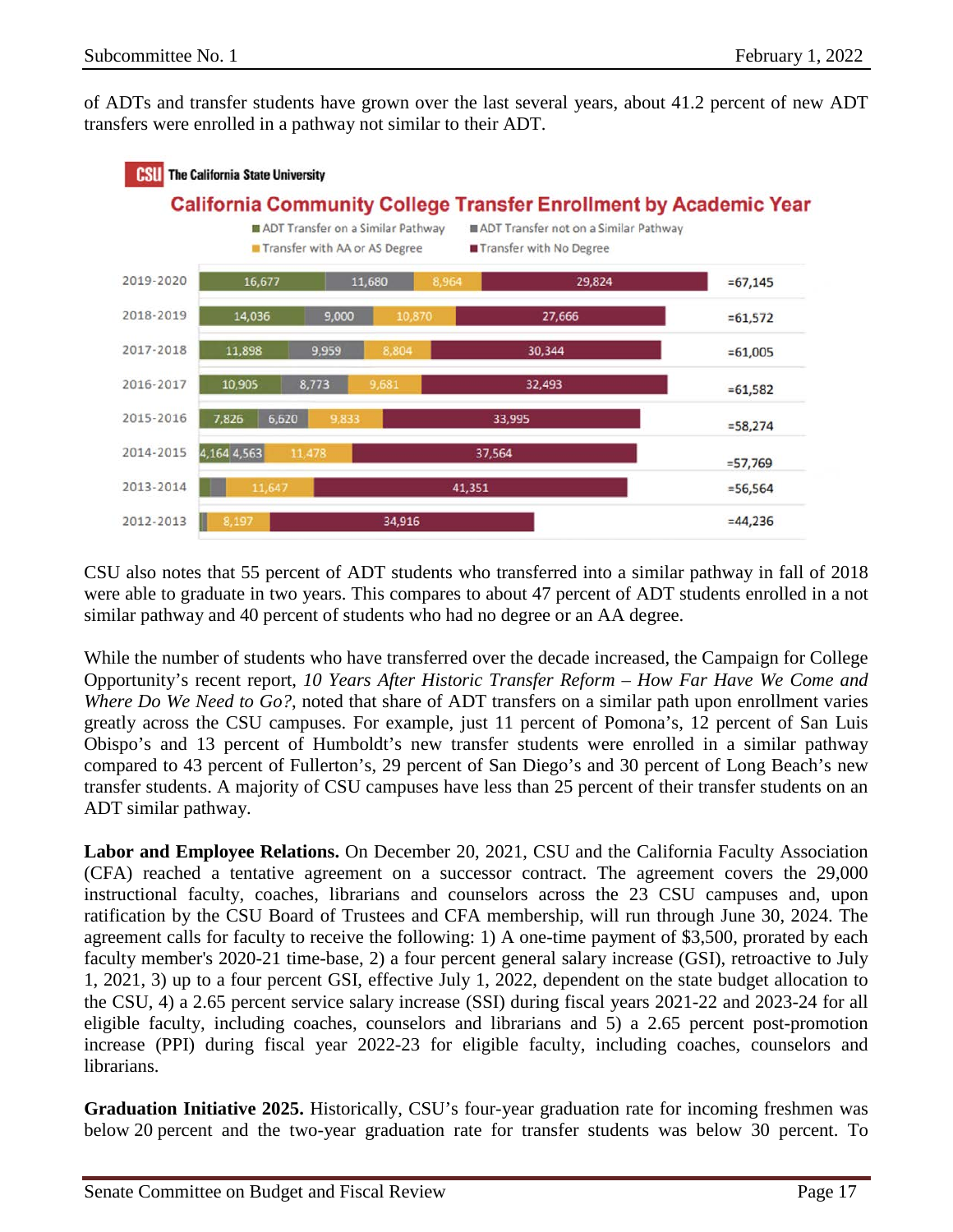of ADTs and transfer students have grown over the last several years, about 41.2 percent of new ADT transfers were enrolled in a pathway not similar to their ADT.

**CSU The California State University**

**California Community College Transfer Enrollment by Academic Year**

| Academic Year | ADT Transfer on a Similar Pathway | ADT Transfer not on a Similar Pathway | Transfer with AA or AS Degree | Transfer with No Degree | Total |
|---|---|---|---|---|---|
| 2019-2020 | 16,677 | 11,680 | 8,964 | 29,824 | =67,145 |
| 2018-2019 | 14,036 | 9,000 | 10,870 | 27,666 | =61,572 |
| 2017-2018 | 11,898 | 9,959 | 8,804 | 30,344 | =61,005 |
| 2016-2017 | 10,905 | 8,773 | 9,681 | 32,493 | =61,582 |
| 2015-2016 | 7,826 | 6,620 | 9,833 | 33,995 | =58,274 |
| 2014-2015 | 4,164 | 4,563 | 11,478 | 37,564 | =57,769 |
| 2013-2014 | | | 11,647 | 41,351 | =56,564 |
| 2012-2013 | | | 8,197 | 34,916 | =44,236 |

CSU also notes that 55 percent of ADT students who transferred into a similar pathway in fall of 2018 were able to graduate in two years. This compares to about 47 percent of ADT students enrolled in a not similar pathway and 40 percent of students who had no degree or an AA degree.

While the number of students who have transferred over the decade increased, the Campaign for College Opportunity's recent report, *10 Years After Historic Transfer Reform – How Far Have We Come and Where Do We Need to Go?*, noted that share of ADT transfers on a similar path upon enrollment varies greatly across the CSU campuses. For example, just 11 percent of Pomona's, 12 percent of San Luis Obispo's and 13 percent of Humboldt's new transfer students were enrolled in a similar pathway compared to 43 percent of Fullerton's, 29 percent of San Diego's and 30 percent of Long Beach's new transfer students. A majority of CSU campuses have less than 25 percent of their transfer students on an ADT similar pathway.

**Labor and Employee Relations.** On December 20, 2021, CSU and the California Faculty Association (CFA) reached a tentative agreement on a successor contract. The agreement covers the 29,000 instructional faculty, coaches, librarians and counselors across the 23 CSU campuses and, upon ratification by the CSU Board of Trustees and CFA membership, will run through June 30, 2024. The agreement calls for faculty to receive the following: 1) A one-time payment of $3,500, prorated by each faculty member's 2020-21 time-base, 2) a four percent general salary increase (GSI), retroactive to July 1, 2021, 3) up to a four percent GSI, effective July 1, 2022, dependent on the state budget allocation to the CSU, 4) a 2.65 percent service salary increase (SSI) during fiscal years 2021-22 and 2023-24 for all eligible faculty, including coaches, counselors and librarians and 5) a 2.65 percent post-promotion increase (PPI) during fiscal year 2022-23 for eligible faculty, including coaches, counselors and librarians.

**Graduation Initiative 2025.** Historically, CSU's four-year graduation rate for incoming freshmen was below 20 percent and the two-year graduation rate for transfer students was below 30 percent. To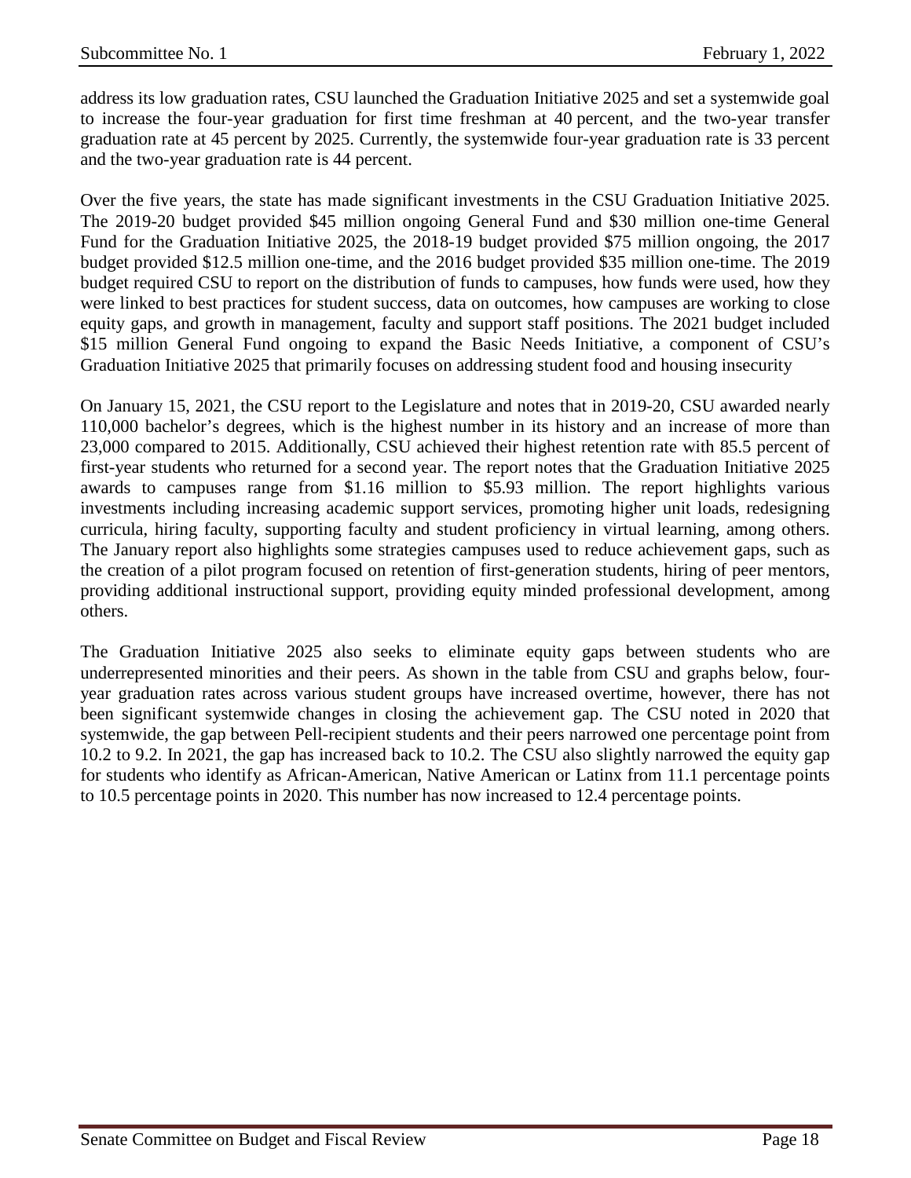address its low graduation rates, CSU launched the Graduation Initiative 2025 and set a systemwide goal to increase the four-year graduation for first time freshman at 40 percent, and the two-year transfer graduation rate at 45 percent by 2025. Currently, the systemwide four-year graduation rate is 33 percent and the two-year graduation rate is 44 percent.

Over the five years, the state has made significant investments in the CSU Graduation Initiative 2025. The 2019-20 budget provided $45 million ongoing General Fund and $30 million one-time General Fund for the Graduation Initiative 2025, the 2018-19 budget provided $75 million ongoing, the 2017 budget provided $12.5 million one-time, and the 2016 budget provided $35 million one-time. The 2019 budget required CSU to report on the distribution of funds to campuses, how funds were used, how they were linked to best practices for student success, data on outcomes, how campuses are working to close equity gaps, and growth in management, faculty and support staff positions. The 2021 budget included $15 million General Fund ongoing to expand the Basic Needs Initiative, a component of CSU's Graduation Initiative 2025 that primarily focuses on addressing student food and housing insecurity

On January 15, 2021, the CSU report to the Legislature and notes that in 2019-20, CSU awarded nearly 110,000 bachelor's degrees, which is the highest number in its history and an increase of more than 23,000 compared to 2015. Additionally, CSU achieved their highest retention rate with 85.5 percent of first-year students who returned for a second year. The report notes that the Graduation Initiative 2025 awards to campuses range from $1.16 million to $5.93 million. The report highlights various investments including increasing academic support services, promoting higher unit loads, redesigning curricula, hiring faculty, supporting faculty and student proficiency in virtual learning, among others. The January report also highlights some strategies campuses used to reduce achievement gaps, such as the creation of a pilot program focused on retention of first-generation students, hiring of peer mentors, providing additional instructional support, providing equity minded professional development, among others.

The Graduation Initiative 2025 also seeks to eliminate equity gaps between students who are underrepresented minorities and their peers. As shown in the table from CSU and graphs below, four-year graduation rates across various student groups have increased overtime, however, there has not been significant systemwide changes in closing the achievement gap. The CSU noted in 2020 that systemwide, the gap between Pell-recipient students and their peers narrowed one percentage point from 10.2 to 9.2. In 2021, the gap has increased back to 10.2. The CSU also slightly narrowed the equity gap for students who identify as African-American, Native American or Latinx from 11.1 percentage points to 10.5 percentage points in 2020. This number has now increased to 12.4 percentage points.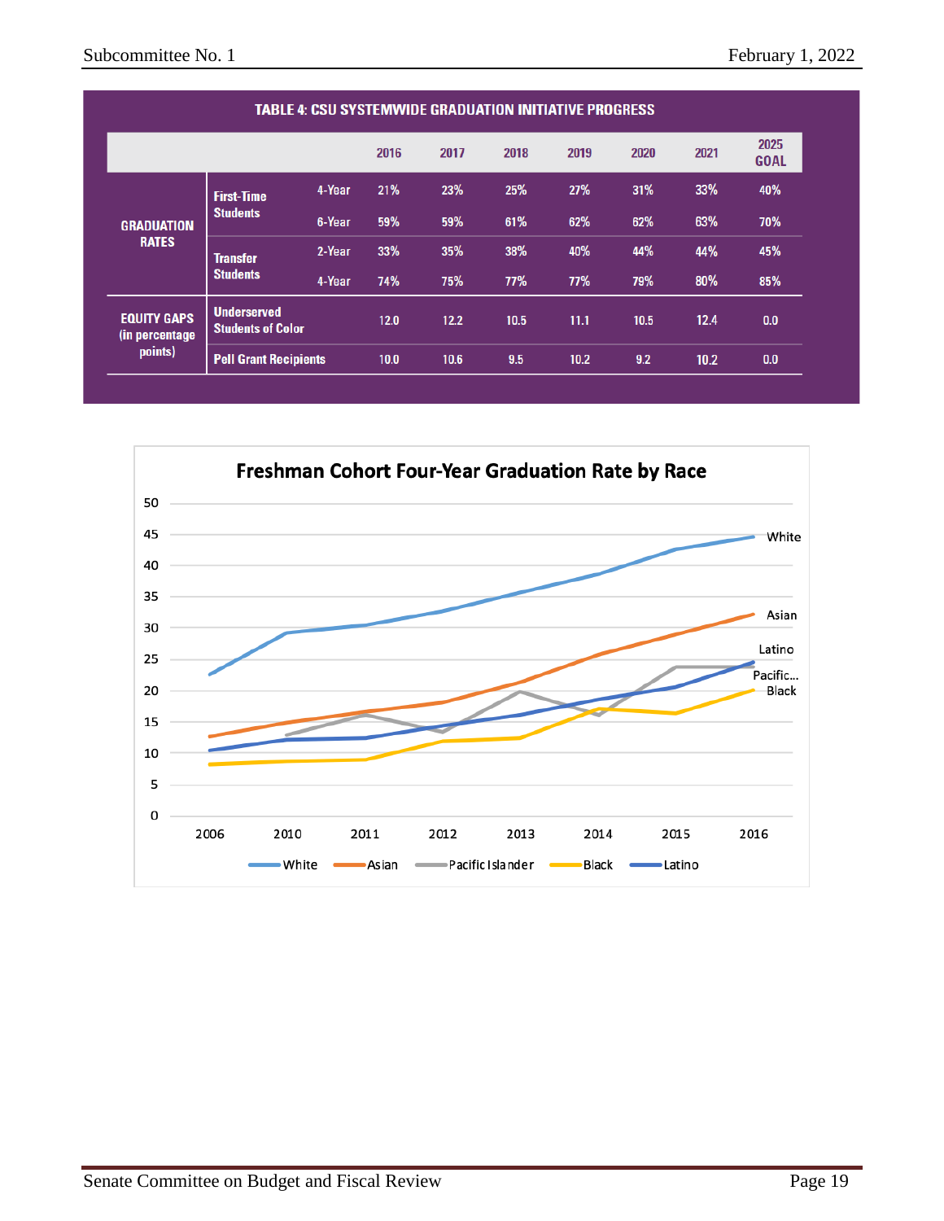**TABLE 4: CSU SYSTEMWIDE GRADUATION INITIATIVE PROGRESS**

| | | | 2016 | 2017 | 2018 | 2019 | 2020 | 2021 | 2025 GOAL |
|---|---|---|---|---|---|---|---|---|---|
| GRADUATION RATES | First-Time Students | 4-Year | 21% | 23% | 25% | 27% | 31% | 33% | 40% |
| | | 6-Year | 59% | 59% | 61% | 62% | 62% | 63% | 70% |
| | Transfer Students | 2-Year | 33% | 35% | 38% | 40% | 44% | 44% | 45% |
| | | 4-Year | 74% | 75% | 77% | 77% | 79% | 80% | 85% |
| EQUITY GAPS (in percentage points) | Underserved Students of Color | | 12.0 | 12.2 | 10.5 | 11.1 | 10.5 | 12.4 | 0.0 |
| | Pell Grant Recipients | | 10.0 | 10.6 | 9.5 | 10.2 | 9.2 | 10.2 | 0.0 |

**Freshman Cohort Four-Year Graduation Rate by Race**

| | 2006 | 2010 | 2011 | 2012 | 2013 | 2014 | 2015 | 2016 |
|---|---|---|---|---|---|---|---|---|
| White | 22.5 | 29 | 30.5 | 32.5 | 35.5 | 38.5 | 42.5 | 44.5 |
| Asian | 12.5 | 15 | 16.5 | 18 | 21 | 25.5 | 29 | 32 |
| Pacific Islander | | 13 | 16 | 13.5 | 20 | 16 | 24 | 24 |
| Black | 8 | 8.5 | 9 | 12 | 12.5 | 17 | 16.5 | 20 |
| Latino | 10.5 | 12 | 12.5 | 14.5 | 16 | 18.5 | 20.5 | 24.5 |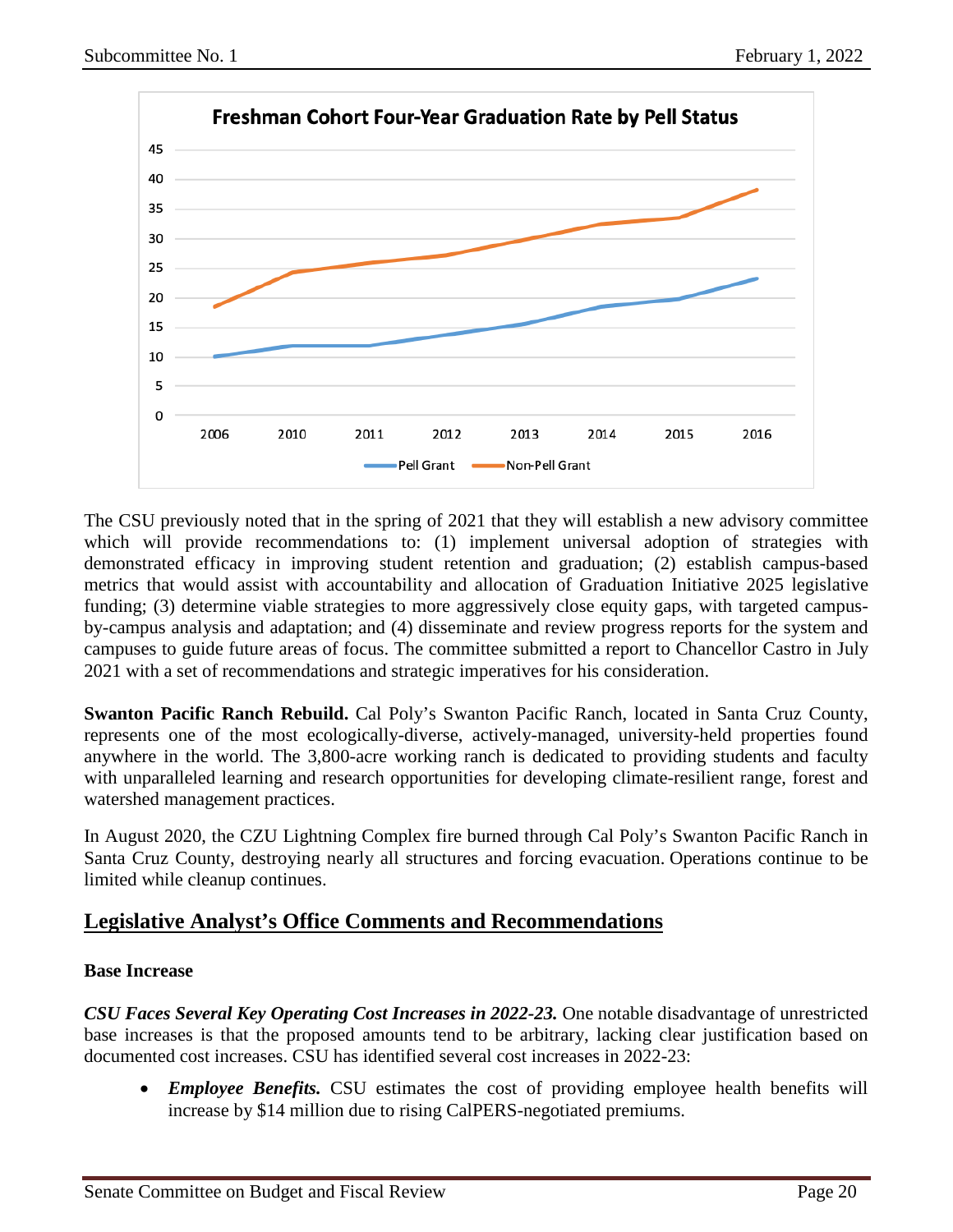The CSU previously noted that in the spring of 2021 that they will establish a new advisory committee which will provide recommendations to: (1) implement universal adoption of strategies with demonstrated efficacy in improving student retention and graduation; (2) establish campus-based metrics that would assist with accountability and allocation of Graduation Initiative 2025 legislative funding; (3) determine viable strategies to more aggressively close equity gaps, with targeted campus-by-campus analysis and adaptation; and (4) disseminate and review progress reports for the system and campuses to guide future areas of focus. The committee submitted a report to Chancellor Castro in July 2021 with a set of recommendations and strategic imperatives for his consideration.

**Swanton Pacific Ranch Rebuild.** Cal Poly's Swanton Pacific Ranch, located in Santa Cruz County, represents one of the most ecologically-diverse, actively-managed, university-held properties found anywhere in the world. The 3,800-acre working ranch is dedicated to providing students and faculty with unparalleled learning and research opportunities for developing climate-resilient range, forest and watershed management practices.

In August 2020, the CZU Lightning Complex fire burned through Cal Poly's Swanton Pacific Ranch in Santa Cruz County, destroying nearly all structures and forcing evacuation. Operations continue to be limited while cleanup continues.

## Legislative Analyst's Office Comments and Recommendations

**Base Increase**

***CSU Faces Several Key Operating Cost Increases in 2022-23.*** One notable disadvantage of unrestricted base increases is that the proposed amounts tend to be arbitrary, lacking clear justification based on documented cost increases. CSU has identified several cost increases in 2022-23:

- ***Employee Benefits.*** CSU estimates the cost of providing employee health benefits will increase by $14 million due to rising CalPERS-negotiated premiums.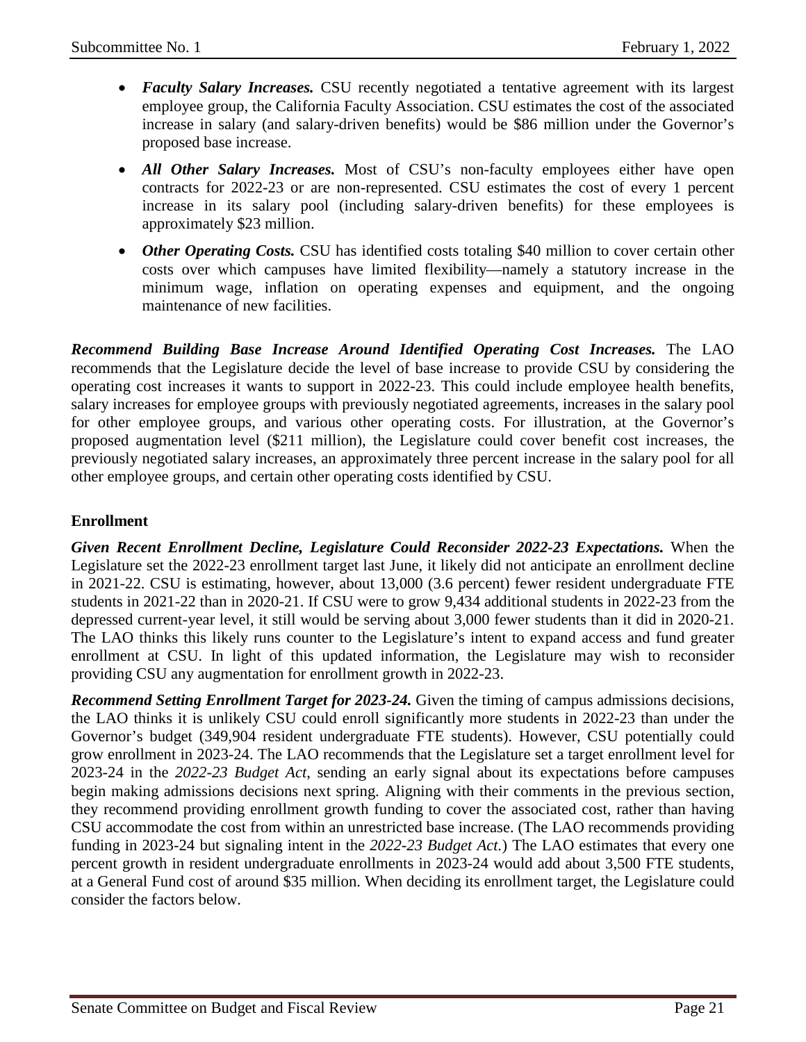- ***Faculty Salary Increases.*** CSU recently negotiated a tentative agreement with its largest employee group, the California Faculty Association. CSU estimates the cost of the associated increase in salary (and salary-driven benefits) would be \$86 million under the Governor's proposed base increase.
- ***All Other Salary Increases.*** Most of CSU's non-faculty employees either have open contracts for 2022-23 or are non-represented. CSU estimates the cost of every 1 percent increase in its salary pool (including salary-driven benefits) for these employees is approximately \$23 million.
- ***Other Operating Costs.*** CSU has identified costs totaling \$40 million to cover certain other costs over which campuses have limited flexibility—namely a statutory increase in the minimum wage, inflation on operating expenses and equipment, and the ongoing maintenance of new facilities.

***Recommend Building Base Increase Around Identified Operating Cost Increases.*** The LAO recommends that the Legislature decide the level of base increase to provide CSU by considering the operating cost increases it wants to support in 2022-23. This could include employee health benefits, salary increases for employee groups with previously negotiated agreements, increases in the salary pool for other employee groups, and various other operating costs. For illustration, at the Governor's proposed augmentation level (\$211 million), the Legislature could cover benefit cost increases, the previously negotiated salary increases, an approximately three percent increase in the salary pool for all other employee groups, and certain other operating costs identified by CSU.

**Enrollment**

***Given Recent Enrollment Decline, Legislature Could Reconsider 2022-23 Expectations.*** When the Legislature set the 2022-23 enrollment target last June, it likely did not anticipate an enrollment decline in 2021-22. CSU is estimating, however, about 13,000 (3.6 percent) fewer resident undergraduate FTE students in 2021-22 than in 2020-21. If CSU were to grow 9,434 additional students in 2022-23 from the depressed current-year level, it still would be serving about 3,000 fewer students than it did in 2020-21. The LAO thinks this likely runs counter to the Legislature's intent to expand access and fund greater enrollment at CSU. In light of this updated information, the Legislature may wish to reconsider providing CSU any augmentation for enrollment growth in 2022-23.

***Recommend Setting Enrollment Target for 2023-24.*** Given the timing of campus admissions decisions, the LAO thinks it is unlikely CSU could enroll significantly more students in 2022-23 than under the Governor's budget (349,904 resident undergraduate FTE students). However, CSU potentially could grow enrollment in 2023-24. The LAO recommends that the Legislature set a target enrollment level for 2023-24 in the *2022-23 Budget Act*, sending an early signal about its expectations before campuses begin making admissions decisions next spring. Aligning with their comments in the previous section, they recommend providing enrollment growth funding to cover the associated cost, rather than having CSU accommodate the cost from within an unrestricted base increase. (The LAO recommends providing funding in 2023-24 but signaling intent in the *2022-23 Budget Act.*) The LAO estimates that every one percent growth in resident undergraduate enrollments in 2023-24 would add about 3,500 FTE students, at a General Fund cost of around \$35 million. When deciding its enrollment target, the Legislature could consider the factors below.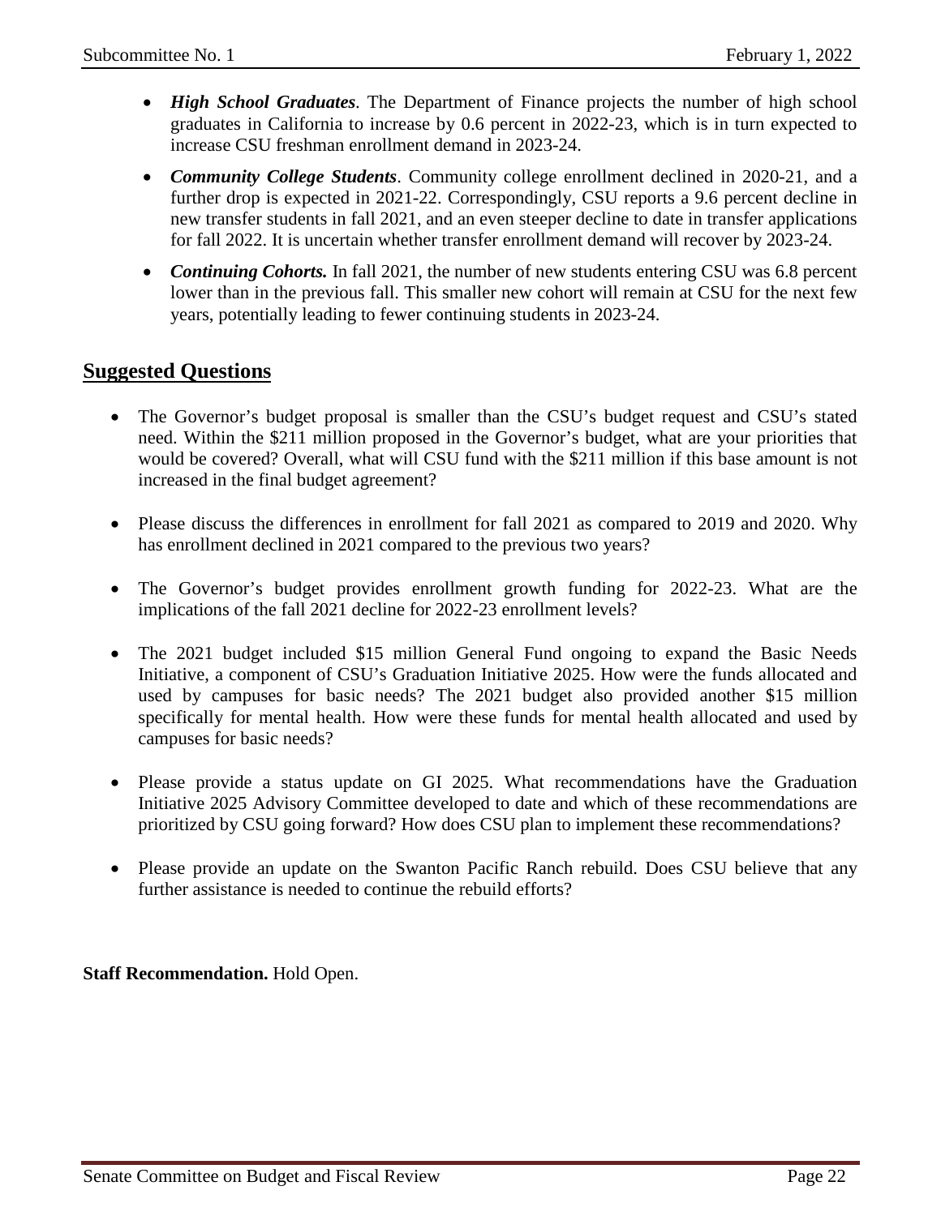- ***High School Graduates***. The Department of Finance projects the number of high school graduates in California to increase by 0.6 percent in 2022-23, which is in turn expected to increase CSU freshman enrollment demand in 2023-24.
- ***Community College Students***. Community college enrollment declined in 2020-21, and a further drop is expected in 2021-22. Correspondingly, CSU reports a 9.6 percent decline in new transfer students in fall 2021, and an even steeper decline to date in transfer applications for fall 2022. It is uncertain whether transfer enrollment demand will recover by 2023-24.
- ***Continuing Cohorts.*** In fall 2021, the number of new students entering CSU was 6.8 percent lower than in the previous fall. This smaller new cohort will remain at CSU for the next few years, potentially leading to fewer continuing students in 2023-24.

## Suggested Questions

- The Governor's budget proposal is smaller than the CSU's budget request and CSU's stated need. Within the $211 million proposed in the Governor's budget, what are your priorities that would be covered? Overall, what will CSU fund with the $211 million if this base amount is not increased in the final budget agreement?
- Please discuss the differences in enrollment for fall 2021 as compared to 2019 and 2020. Why has enrollment declined in 2021 compared to the previous two years?
- The Governor's budget provides enrollment growth funding for 2022-23. What are the implications of the fall 2021 decline for 2022-23 enrollment levels?
- The 2021 budget included $15 million General Fund ongoing to expand the Basic Needs Initiative, a component of CSU's Graduation Initiative 2025. How were the funds allocated and used by campuses for basic needs? The 2021 budget also provided another $15 million specifically for mental health. How were these funds for mental health allocated and used by campuses for basic needs?
- Please provide a status update on GI 2025. What recommendations have the Graduation Initiative 2025 Advisory Committee developed to date and which of these recommendations are prioritized by CSU going forward? How does CSU plan to implement these recommendations?
- Please provide an update on the Swanton Pacific Ranch rebuild. Does CSU believe that any further assistance is needed to continue the rebuild efforts?

**Staff Recommendation.** Hold Open.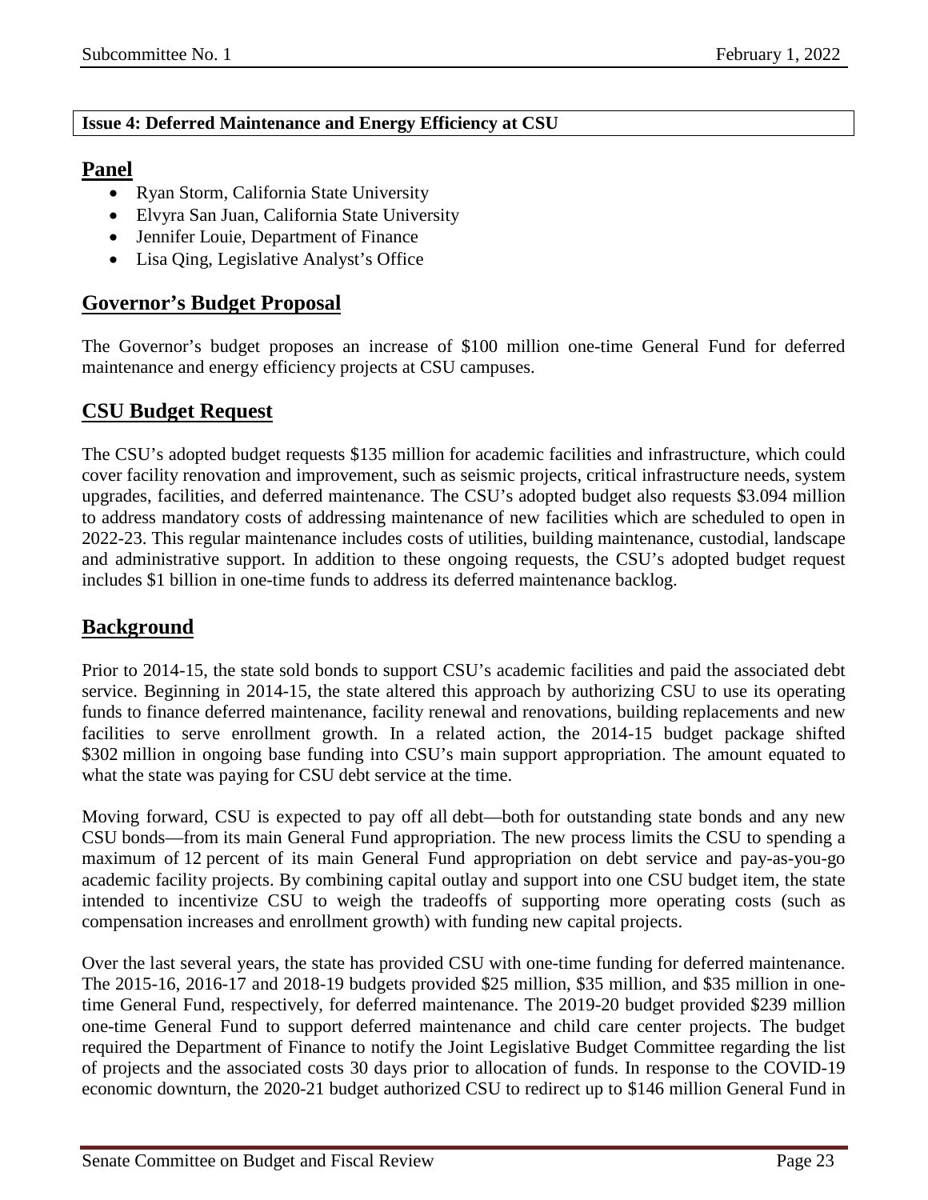**Issue 4: Deferred Maintenance and Energy Efficiency at CSU**

## Panel

- Ryan Storm, California State University
- Elvyra San Juan, California State University
- Jennifer Louie, Department of Finance
- Lisa Qing, Legislative Analyst's Office

## Governor's Budget Proposal

The Governor's budget proposes an increase of $100 million one-time General Fund for deferred maintenance and energy efficiency projects at CSU campuses.

## CSU Budget Request

The CSU's adopted budget requests $135 million for academic facilities and infrastructure, which could cover facility renovation and improvement, such as seismic projects, critical infrastructure needs, system upgrades, facilities, and deferred maintenance. The CSU's adopted budget also requests $3.094 million to address mandatory costs of addressing maintenance of new facilities which are scheduled to open in 2022-23. This regular maintenance includes costs of utilities, building maintenance, custodial, landscape and administrative support. In addition to these ongoing requests, the CSU's adopted budget request includes $1 billion in one-time funds to address its deferred maintenance backlog.

## Background

Prior to 2014-15, the state sold bonds to support CSU's academic facilities and paid the associated debt service. Beginning in 2014-15, the state altered this approach by authorizing CSU to use its operating funds to finance deferred maintenance, facility renewal and renovations, building replacements and new facilities to serve enrollment growth. In a related action, the 2014-15 budget package shifted $302 million in ongoing base funding into CSU's main support appropriation. The amount equated to what the state was paying for CSU debt service at the time.

Moving forward, CSU is expected to pay off all debt—both for outstanding state bonds and any new CSU bonds—from its main General Fund appropriation. The new process limits the CSU to spending a maximum of 12 percent of its main General Fund appropriation on debt service and pay-as-you-go academic facility projects. By combining capital outlay and support into one CSU budget item, the state intended to incentivize CSU to weigh the tradeoffs of supporting more operating costs (such as compensation increases and enrollment growth) with funding new capital projects.

Over the last several years, the state has provided CSU with one-time funding for deferred maintenance. The 2015-16, 2016-17 and 2018-19 budgets provided $25 million, $35 million, and $35 million in one-time General Fund, respectively, for deferred maintenance. The 2019-20 budget provided $239 million one-time General Fund to support deferred maintenance and child care center projects. The budget required the Department of Finance to notify the Joint Legislative Budget Committee regarding the list of projects and the associated costs 30 days prior to allocation of funds. In response to the COVID-19 economic downturn, the 2020-21 budget authorized CSU to redirect up to $146 million General Fund in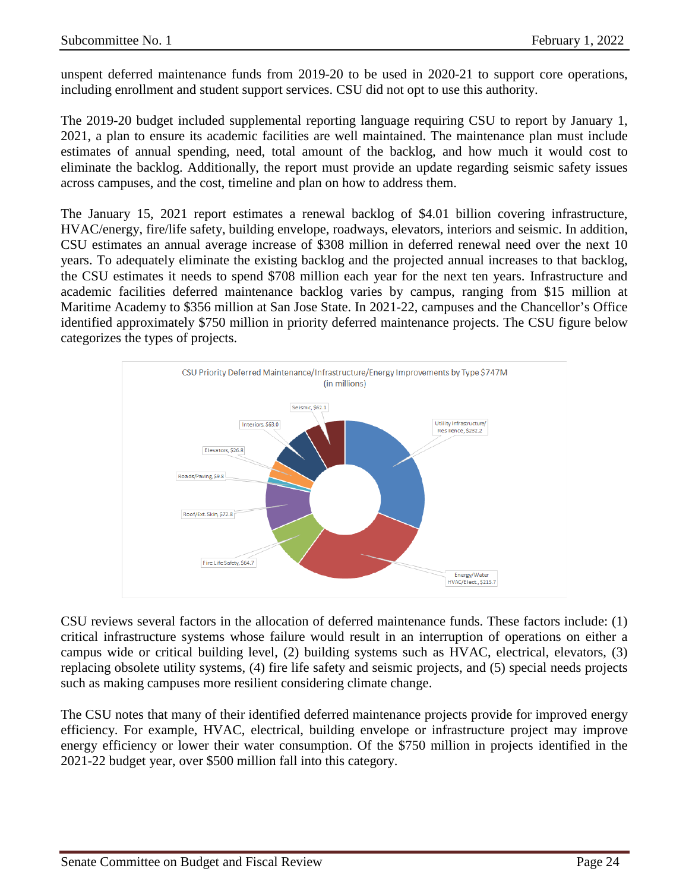unspent deferred maintenance funds from 2019-20 to be used in 2020-21 to support core operations, including enrollment and student support services. CSU did not opt to use this authority.

The 2019-20 budget included supplemental reporting language requiring CSU to report by January 1, 2021, a plan to ensure its academic facilities are well maintained. The maintenance plan must include estimates of annual spending, need, total amount of the backlog, and how much it would cost to eliminate the backlog. Additionally, the report must provide an update regarding seismic safety issues across campuses, and the cost, timeline and plan on how to address them.

The January 15, 2021 report estimates a renewal backlog of $4.01 billion covering infrastructure, HVAC/energy, fire/life safety, building envelope, roadways, elevators, interiors and seismic. In addition, CSU estimates an annual average increase of $308 million in deferred renewal need over the next 10 years. To adequately eliminate the existing backlog and the projected annual increases to that backlog, the CSU estimates it needs to spend $708 million each year for the next ten years. Infrastructure and academic facilities deferred maintenance backlog varies by campus, ranging from $15 million at Maritime Academy to $356 million at San Jose State. In 2021-22, campuses and the Chancellor's Office identified approximately $750 million in priority deferred maintenance projects. The CSU figure below categorizes the types of projects.

CSU Priority Deferred Maintenance/Infrastructure/Energy Improvements by Type $747M (in millions)

| Type | Amount |
|---|---|
| Utility Infrastructure/Resilience | $232.2 |
| Energy/Water HVAC/Elect. | $215.7 |
| Fire Life Safety | $64.7 |
| Roof/Ext. Skin | $72.8 |
| Roads/Paving | $9.8 |
| Elevators | $26.8 |
| Interiors | $63.0 |
| Seismic | $62.1 |

CSU reviews several factors in the allocation of deferred maintenance funds. These factors include: (1) critical infrastructure systems whose failure would result in an interruption of operations on either a campus wide or critical building level, (2) building systems such as HVAC, electrical, elevators, (3) replacing obsolete utility systems, (4) fire life safety and seismic projects, and (5) special needs projects such as making campuses more resilient considering climate change.

The CSU notes that many of their identified deferred maintenance projects provide for improved energy efficiency. For example, HVAC, electrical, building envelope or infrastructure project may improve energy efficiency or lower their water consumption. Of the $750 million in projects identified in the 2021-22 budget year, over $500 million fall into this category.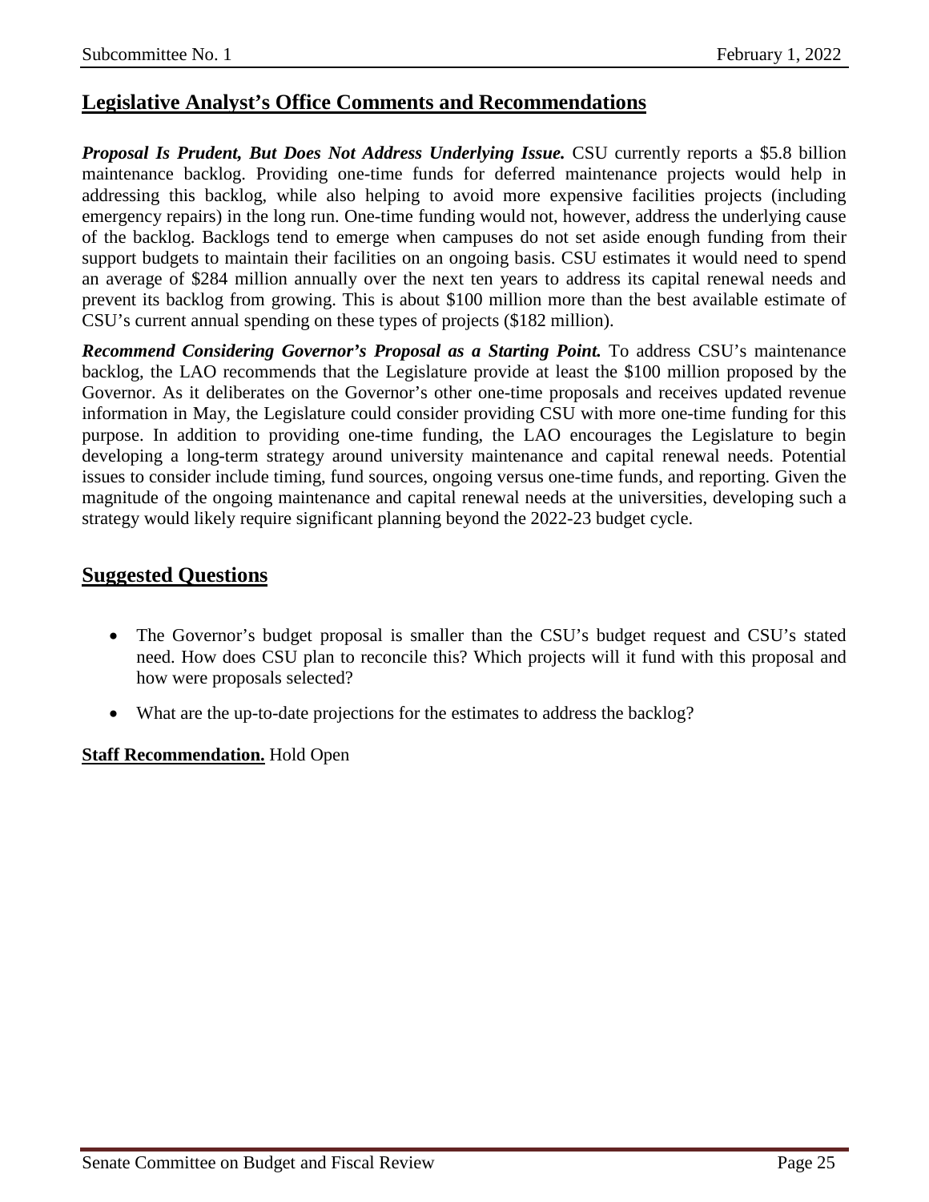## Legislative Analyst's Office Comments and Recommendations

***Proposal Is Prudent, But Does Not Address Underlying Issue.*** CSU currently reports a $5.8 billion maintenance backlog. Providing one-time funds for deferred maintenance projects would help in addressing this backlog, while also helping to avoid more expensive facilities projects (including emergency repairs) in the long run. One-time funding would not, however, address the underlying cause of the backlog. Backlogs tend to emerge when campuses do not set aside enough funding from their support budgets to maintain their facilities on an ongoing basis. CSU estimates it would need to spend an average of $284 million annually over the next ten years to address its capital renewal needs and prevent its backlog from growing. This is about $100 million more than the best available estimate of CSU's current annual spending on these types of projects ($182 million).

***Recommend Considering Governor's Proposal as a Starting Point.*** To address CSU's maintenance backlog, the LAO recommends that the Legislature provide at least the $100 million proposed by the Governor. As it deliberates on the Governor's other one-time proposals and receives updated revenue information in May, the Legislature could consider providing CSU with more one-time funding for this purpose. In addition to providing one-time funding, the LAO encourages the Legislature to begin developing a long-term strategy around university maintenance and capital renewal needs. Potential issues to consider include timing, fund sources, ongoing versus one-time funds, and reporting. Given the magnitude of the ongoing maintenance and capital renewal needs at the universities, developing such a strategy would likely require significant planning beyond the 2022-23 budget cycle.

## Suggested Questions

- The Governor's budget proposal is smaller than the CSU's budget request and CSU's stated need. How does CSU plan to reconcile this? Which projects will it fund with this proposal and how were proposals selected?
- What are the up-to-date projections for the estimates to address the backlog?

**Staff Recommendation.** Hold Open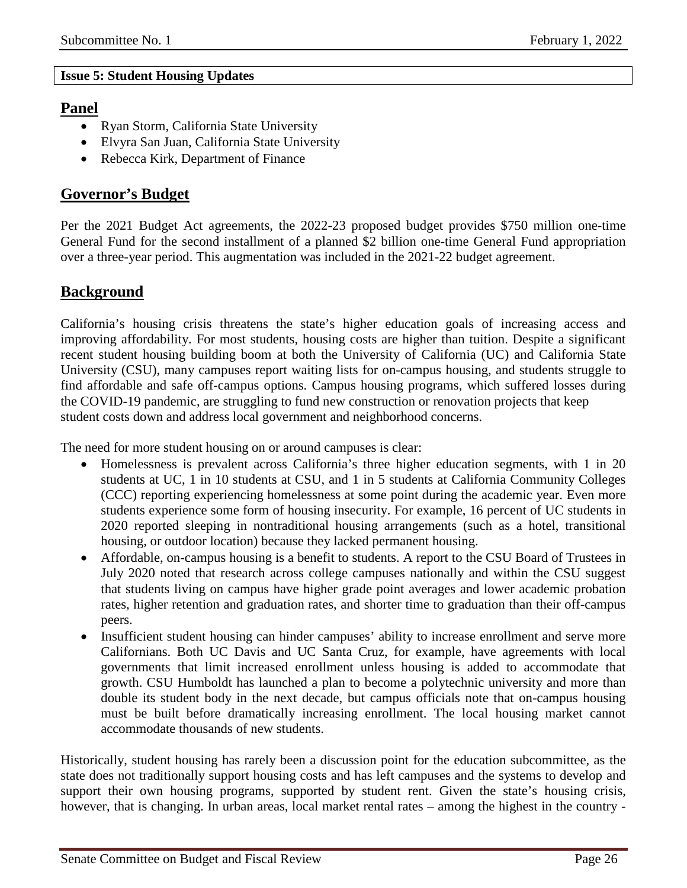**Issue 5: Student Housing Updates**

## Panel

- Ryan Storm, California State University
- Elvyra San Juan, California State University
- Rebecca Kirk, Department of Finance

## Governor's Budget

Per the 2021 Budget Act agreements, the 2022-23 proposed budget provides $750 million one-time General Fund for the second installment of a planned $2 billion one-time General Fund appropriation over a three-year period. This augmentation was included in the 2021-22 budget agreement.

## Background

California's housing crisis threatens the state's higher education goals of increasing access and improving affordability. For most students, housing costs are higher than tuition. Despite a significant recent student housing building boom at both the University of California (UC) and California State University (CSU), many campuses report waiting lists for on-campus housing, and students struggle to find affordable and safe off-campus options. Campus housing programs, which suffered losses during the COVID-19 pandemic, are struggling to fund new construction or renovation projects that keep student costs down and address local government and neighborhood concerns.

The need for more student housing on or around campuses is clear:

- Homelessness is prevalent across California's three higher education segments, with 1 in 20 students at UC, 1 in 10 students at CSU, and 1 in 5 students at California Community Colleges (CCC) reporting experiencing homelessness at some point during the academic year. Even more students experience some form of housing insecurity. For example, 16 percent of UC students in 2020 reported sleeping in nontraditional housing arrangements (such as a hotel, transitional housing, or outdoor location) because they lacked permanent housing.
- Affordable, on-campus housing is a benefit to students. A report to the CSU Board of Trustees in July 2020 noted that research across college campuses nationally and within the CSU suggest that students living on campus have higher grade point averages and lower academic probation rates, higher retention and graduation rates, and shorter time to graduation than their off-campus peers.
- Insufficient student housing can hinder campuses' ability to increase enrollment and serve more Californians. Both UC Davis and UC Santa Cruz, for example, have agreements with local governments that limit increased enrollment unless housing is added to accommodate that growth. CSU Humboldt has launched a plan to become a polytechnic university and more than double its student body in the next decade, but campus officials note that on-campus housing must be built before dramatically increasing enrollment. The local housing market cannot accommodate thousands of new students.

Historically, student housing has rarely been a discussion point for the education subcommittee, as the state does not traditionally support housing costs and has left campuses and the systems to develop and support their own housing programs, supported by student rent. Given the state's housing crisis, however, that is changing. In urban areas, local market rental rates – among the highest in the country -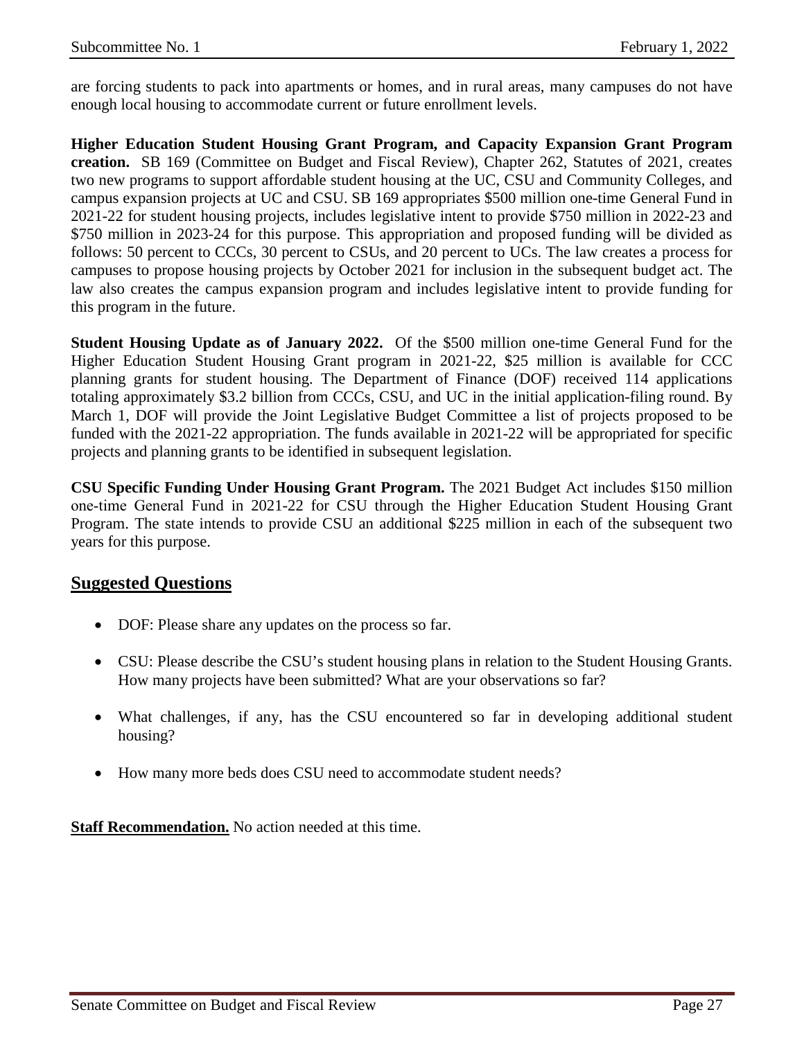are forcing students to pack into apartments or homes, and in rural areas, many campuses do not have enough local housing to accommodate current or future enrollment levels.

**Higher Education Student Housing Grant Program, and Capacity Expansion Grant Program creation.** SB 169 (Committee on Budget and Fiscal Review), Chapter 262, Statutes of 2021, creates two new programs to support affordable student housing at the UC, CSU and Community Colleges, and campus expansion projects at UC and CSU. SB 169 appropriates $500 million one-time General Fund in 2021-22 for student housing projects, includes legislative intent to provide $750 million in 2022-23 and $750 million in 2023-24 for this purpose. This appropriation and proposed funding will be divided as follows: 50 percent to CCCs, 30 percent to CSUs, and 20 percent to UCs. The law creates a process for campuses to propose housing projects by October 2021 for inclusion in the subsequent budget act. The law also creates the campus expansion program and includes legislative intent to provide funding for this program in the future.

**Student Housing Update as of January 2022.** Of the $500 million one-time General Fund for the Higher Education Student Housing Grant program in 2021-22, $25 million is available for CCC planning grants for student housing. The Department of Finance (DOF) received 114 applications totaling approximately $3.2 billion from CCCs, CSU, and UC in the initial application-filing round. By March 1, DOF will provide the Joint Legislative Budget Committee a list of projects proposed to be funded with the 2021-22 appropriation. The funds available in 2021-22 will be appropriated for specific projects and planning grants to be identified in subsequent legislation.

**CSU Specific Funding Under Housing Grant Program.** The 2021 Budget Act includes $150 million one-time General Fund in 2021-22 for CSU through the Higher Education Student Housing Grant Program. The state intends to provide CSU an additional $225 million in each of the subsequent two years for this purpose.

## Suggested Questions

- DOF: Please share any updates on the process so far.
- CSU: Please describe the CSU's student housing plans in relation to the Student Housing Grants. How many projects have been submitted? What are your observations so far?
- What challenges, if any, has the CSU encountered so far in developing additional student housing?
- How many more beds does CSU need to accommodate student needs?

**Staff Recommendation.** No action needed at this time.